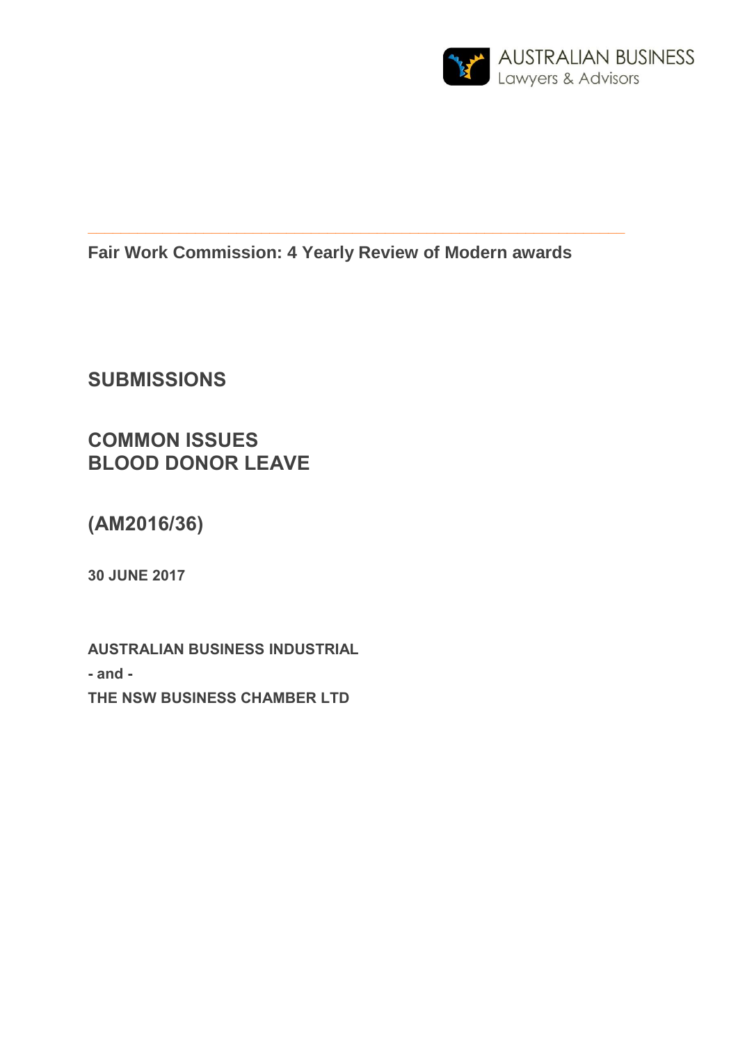AUSTRALIAN BUSINESS
Lawyers & Advisors

**Fair Work Commission: 4 Yearly Review of Modern awards**

# SUBMISSIONS

## COMMON ISSUES
## BLOOD DONOR LEAVE

## (AM2016/36)

**30 JUNE 2017**

**AUSTRALIAN BUSINESS INDUSTRIAL**

**- and -**

**THE NSW BUSINESS CHAMBER LTD**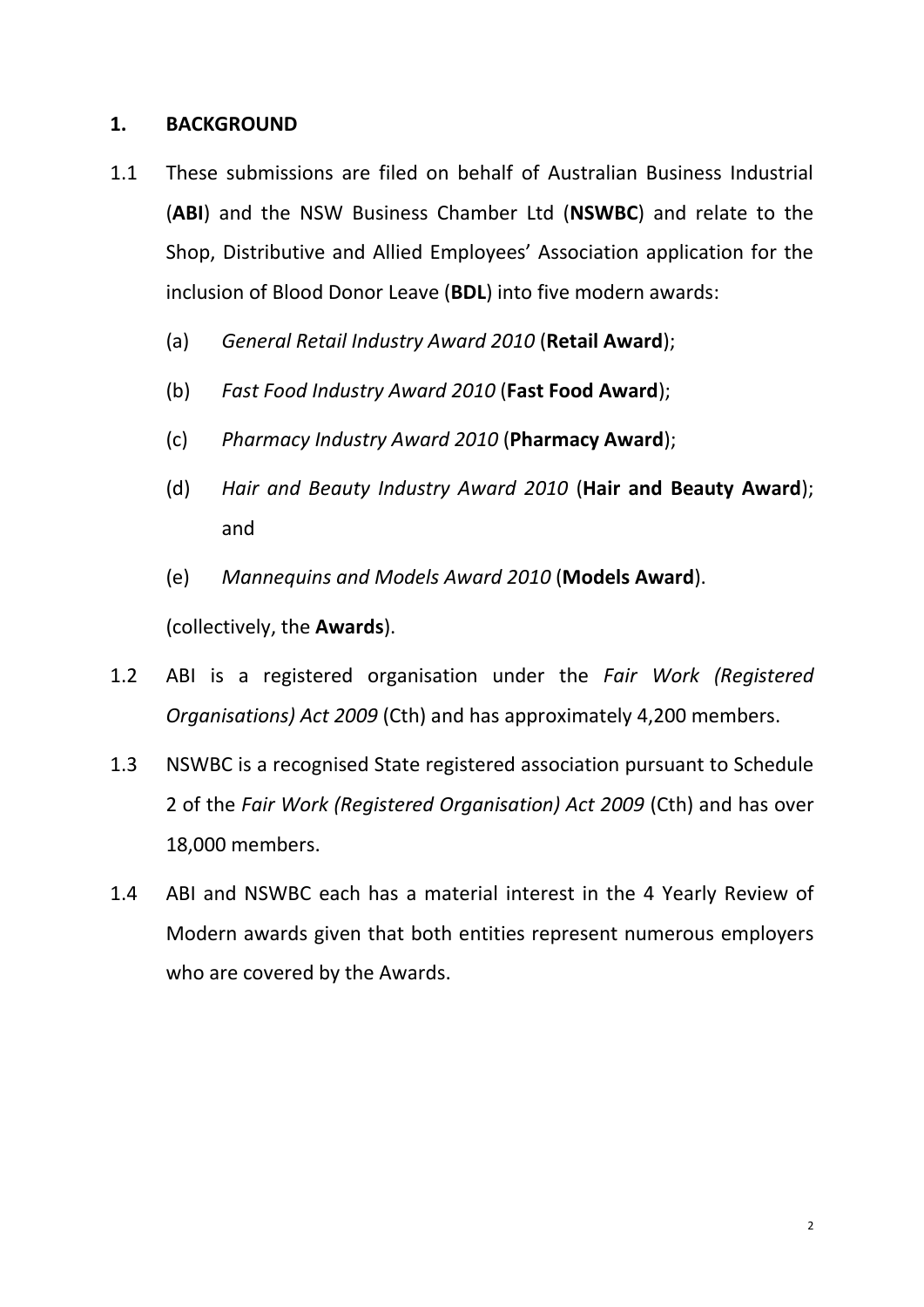## 1. BACKGROUND

1.1 These submissions are filed on behalf of Australian Business Industrial (**ABI**) and the NSW Business Chamber Ltd (**NSWBC**) and relate to the Shop, Distributive and Allied Employees' Association application for the inclusion of Blood Donor Leave (**BDL**) into five modern awards:

(a) *General Retail Industry Award 2010* (**Retail Award**);

(b) *Fast Food Industry Award 2010* (**Fast Food Award**);

(c) *Pharmacy Industry Award 2010* (**Pharmacy Award**);

(d) *Hair and Beauty Industry Award 2010* (**Hair and Beauty Award**); and

(e) *Mannequins and Models Award 2010* (**Models Award**).

(collectively, the **Awards**).

1.2 ABI is a registered organisation under the *Fair Work (Registered Organisations) Act 2009* (Cth) and has approximately 4,200 members.

1.3 NSWBC is a recognised State registered association pursuant to Schedule 2 of the *Fair Work (Registered Organisation) Act 2009* (Cth) and has over 18,000 members.

1.4 ABI and NSWBC each has a material interest in the 4 Yearly Review of Modern awards given that both entities represent numerous employers who are covered by the Awards.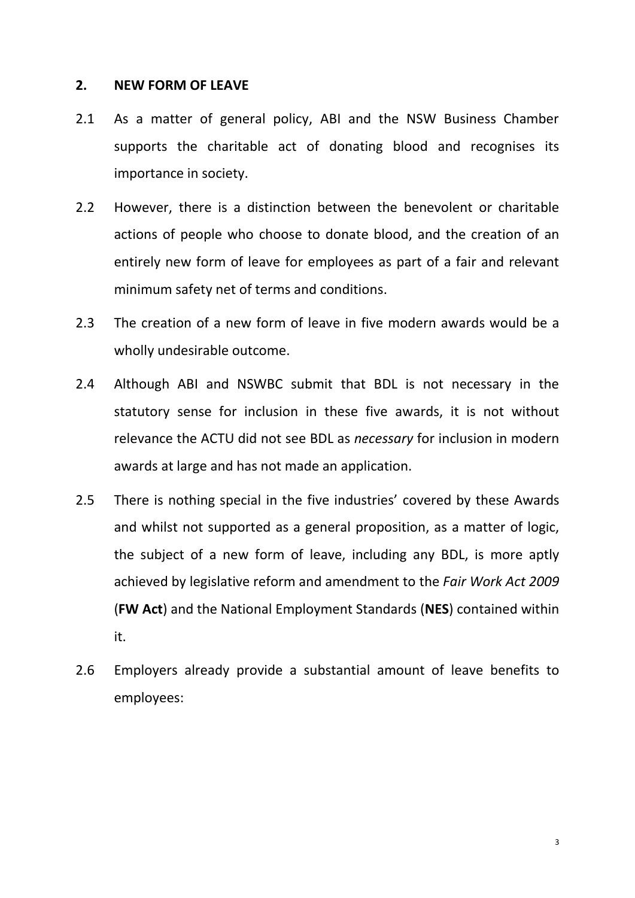## 2. NEW FORM OF LEAVE

2.1 As a matter of general policy, ABI and the NSW Business Chamber supports the charitable act of donating blood and recognises its importance in society.

2.2 However, there is a distinction between the benevolent or charitable actions of people who choose to donate blood, and the creation of an entirely new form of leave for employees as part of a fair and relevant minimum safety net of terms and conditions.

2.3 The creation of a new form of leave in five modern awards would be a wholly undesirable outcome.

2.4 Although ABI and NSWBC submit that BDL is not necessary in the statutory sense for inclusion in these five awards, it is not without relevance the ACTU did not see BDL as *necessary* for inclusion in modern awards at large and has not made an application.

2.5 There is nothing special in the five industries' covered by these Awards and whilst not supported as a general proposition, as a matter of logic, the subject of a new form of leave, including any BDL, is more aptly achieved by legislative reform and amendment to the *Fair Work Act 2009* (**FW Act**) and the National Employment Standards (**NES**) contained within it.

2.6 Employers already provide a substantial amount of leave benefits to employees: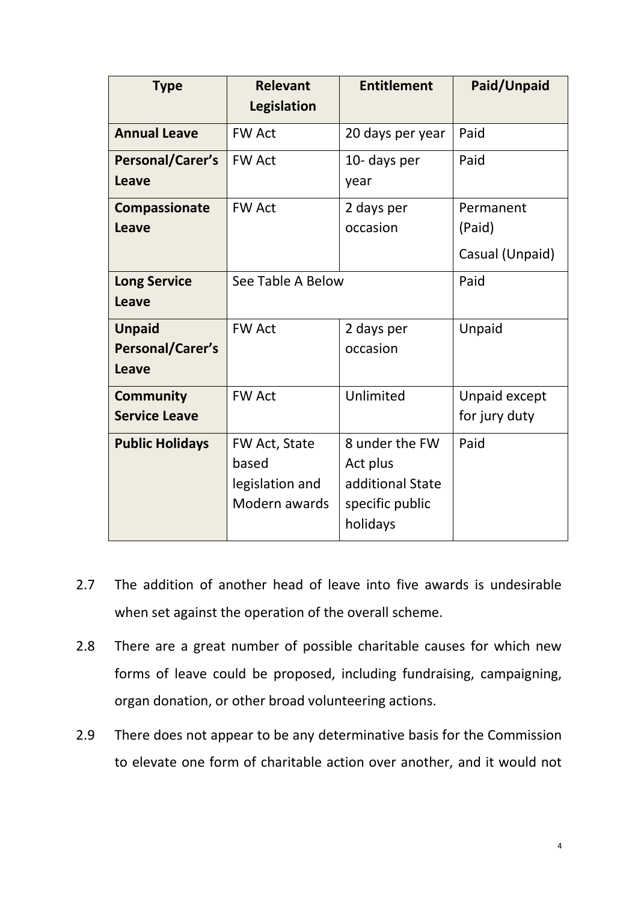| Type | Relevant Legislation | Entitlement | Paid/Unpaid |
|---|---|---|---|
| **Annual Leave** | FW Act | 20 days per year | Paid |
| **Personal/Carer's Leave** | FW Act | 10- days per year | Paid |
| **Compassionate Leave** | FW Act | 2 days per occasion | Permanent (Paid)<br>Casual (Unpaid) |
| **Long Service Leave** | See Table A Below | | Paid |
| **Unpaid Personal/Carer's Leave** | FW Act | 2 days per occasion | Unpaid |
| **Community Service Leave** | FW Act | Unlimited | Unpaid except for jury duty |
| **Public Holidays** | FW Act, State based legislation and Modern awards | 8 under the FW Act plus additional State specific public holidays | Paid |

2.7 The addition of another head of leave into five awards is undesirable when set against the operation of the overall scheme.

2.8 There are a great number of possible charitable causes for which new forms of leave could be proposed, including fundraising, campaigning, organ donation, or other broad volunteering actions.

2.9 There does not appear to be any determinative basis for the Commission to elevate one form of charitable action over another, and it would not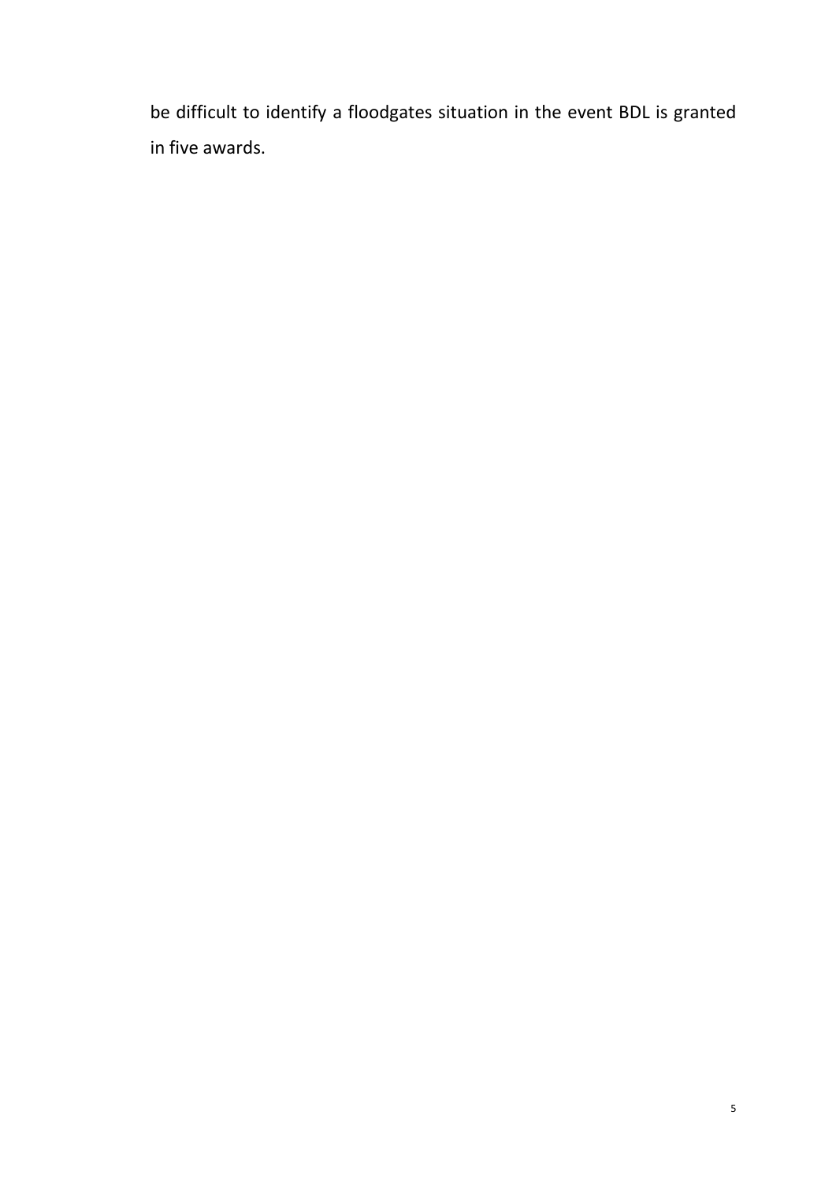be difficult to identify a floodgates situation in the event BDL is granted in five awards.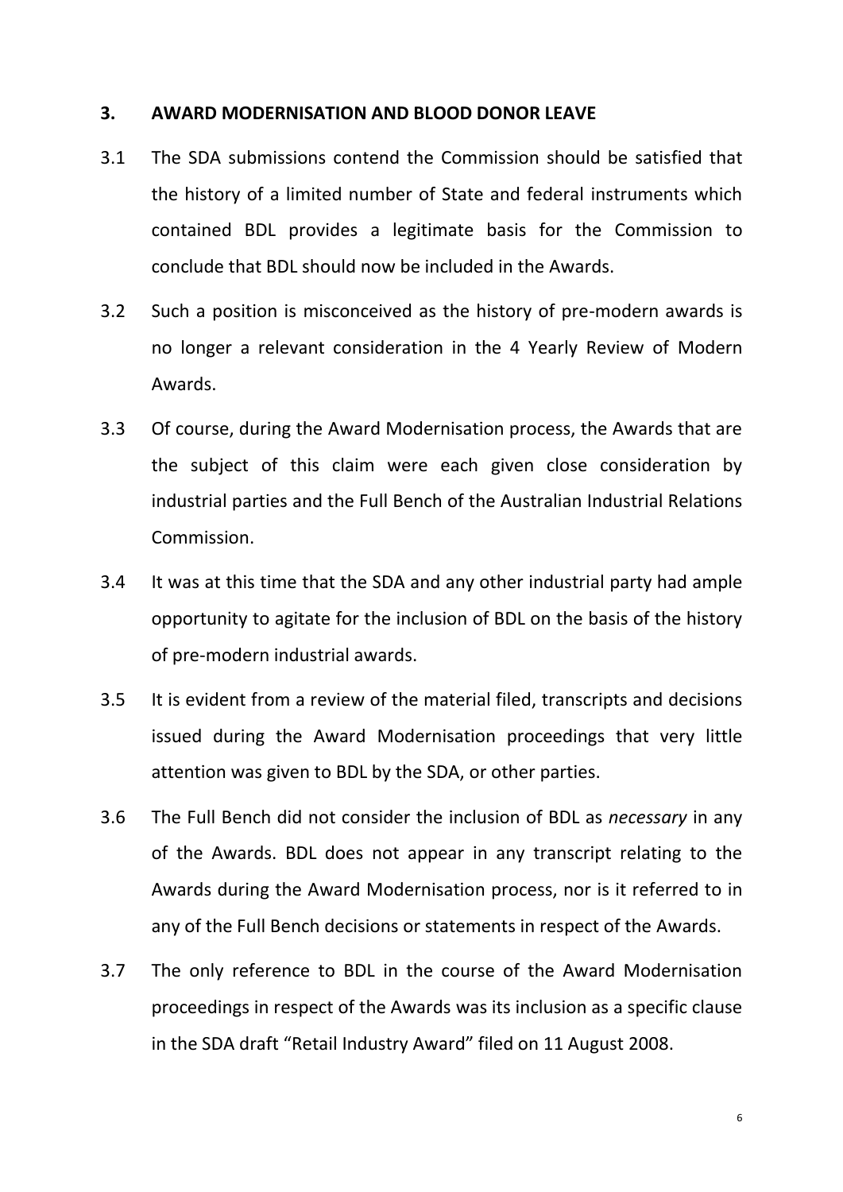## 3. AWARD MODERNISATION AND BLOOD DONOR LEAVE

3.1 The SDA submissions contend the Commission should be satisfied that the history of a limited number of State and federal instruments which contained BDL provides a legitimate basis for the Commission to conclude that BDL should now be included in the Awards.

3.2 Such a position is misconceived as the history of pre-modern awards is no longer a relevant consideration in the 4 Yearly Review of Modern Awards.

3.3 Of course, during the Award Modernisation process, the Awards that are the subject of this claim were each given close consideration by industrial parties and the Full Bench of the Australian Industrial Relations Commission.

3.4 It was at this time that the SDA and any other industrial party had ample opportunity to agitate for the inclusion of BDL on the basis of the history of pre-modern industrial awards.

3.5 It is evident from a review of the material filed, transcripts and decisions issued during the Award Modernisation proceedings that very little attention was given to BDL by the SDA, or other parties.

3.6 The Full Bench did not consider the inclusion of BDL as *necessary* in any of the Awards. BDL does not appear in any transcript relating to the Awards during the Award Modernisation process, nor is it referred to in any of the Full Bench decisions or statements in respect of the Awards.

3.7 The only reference to BDL in the course of the Award Modernisation proceedings in respect of the Awards was its inclusion as a specific clause in the SDA draft "Retail Industry Award" filed on 11 August 2008.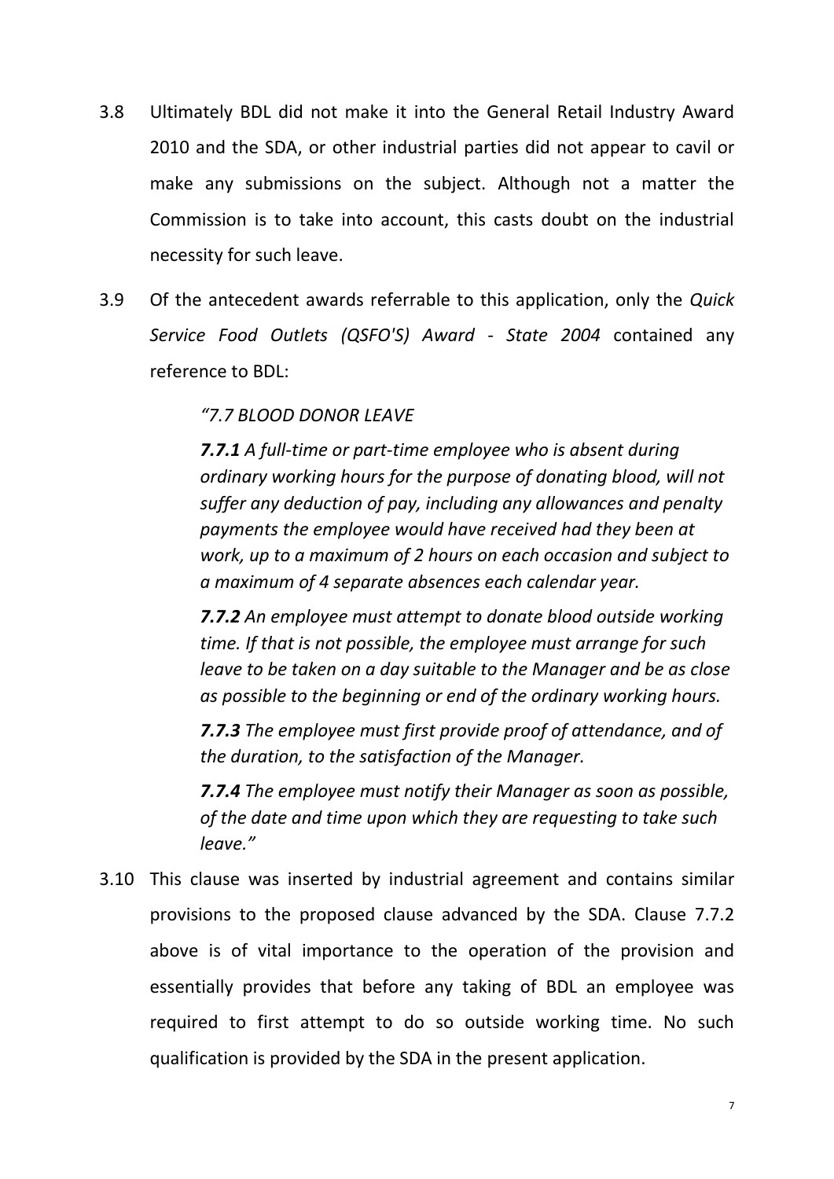3.8 Ultimately BDL did not make it into the General Retail Industry Award 2010 and the SDA, or other industrial parties did not appear to cavil or make any submissions on the subject. Although not a matter the Commission is to take into account, this casts doubt on the industrial necessity for such leave.

3.9 Of the antecedent awards referrable to this application, only the *Quick Service Food Outlets (QSFO'S) Award - State 2004* contained any reference to BDL:

> *"7.7 BLOOD DONOR LEAVE*
>
> ***7.7.1*** *A full-time or part-time employee who is absent during ordinary working hours for the purpose of donating blood, will not suffer any deduction of pay, including any allowances and penalty payments the employee would have received had they been at work, up to a maximum of 2 hours on each occasion and subject to a maximum of 4 separate absences each calendar year.*
>
> ***7.7.2*** *An employee must attempt to donate blood outside working time. If that is not possible, the employee must arrange for such leave to be taken on a day suitable to the Manager and be as close as possible to the beginning or end of the ordinary working hours.*
>
> ***7.7.3*** *The employee must first provide proof of attendance, and of the duration, to the satisfaction of the Manager.*
>
> ***7.7.4*** *The employee must notify their Manager as soon as possible, of the date and time upon which they are requesting to take such leave."*

3.10 This clause was inserted by industrial agreement and contains similar provisions to the proposed clause advanced by the SDA. Clause 7.7.2 above is of vital importance to the operation of the provision and essentially provides that before any taking of BDL an employee was required to first attempt to do so outside working time. No such qualification is provided by the SDA in the present application.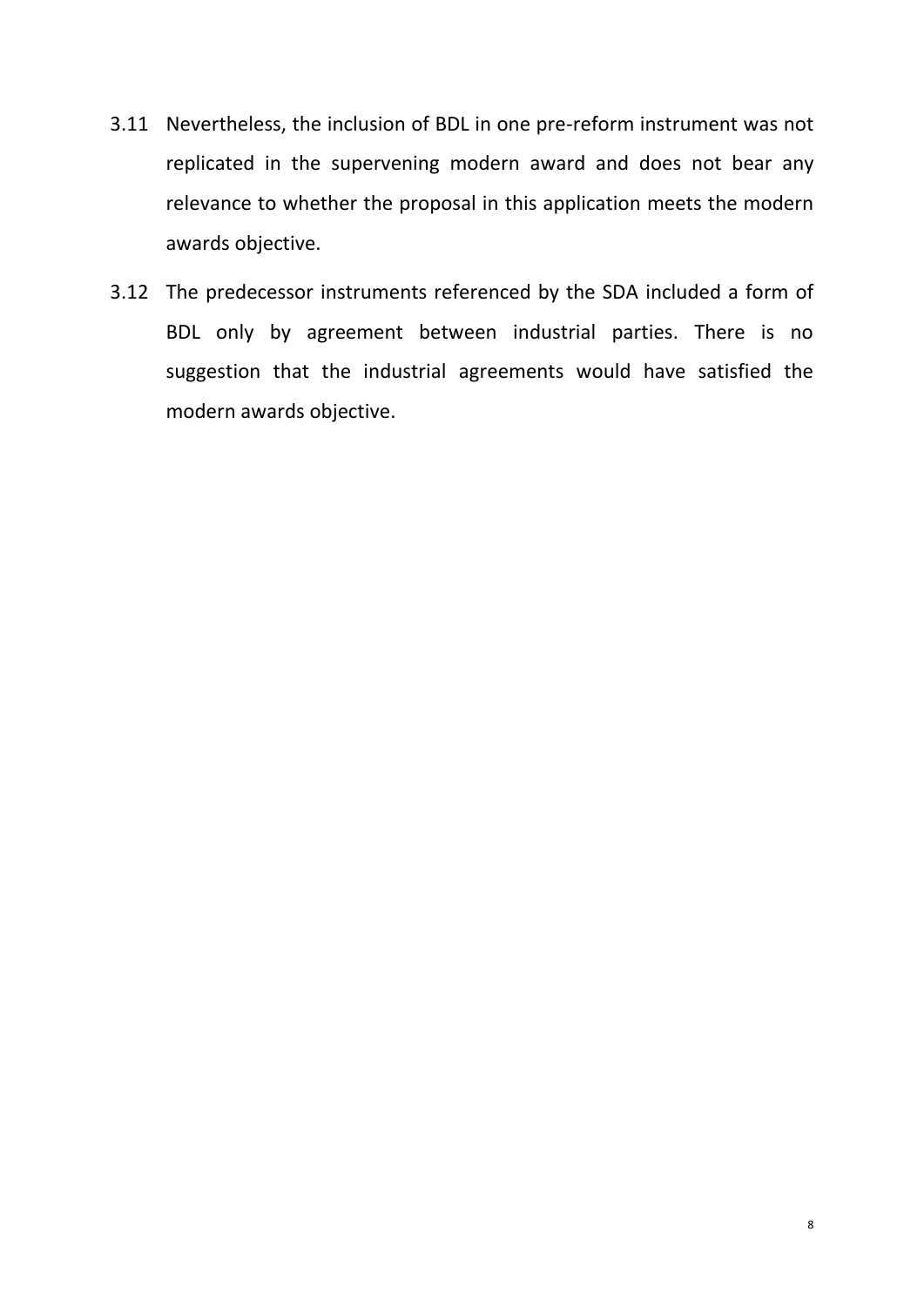3.11 Nevertheless, the inclusion of BDL in one pre-reform instrument was not replicated in the supervening modern award and does not bear any relevance to whether the proposal in this application meets the modern awards objective.

3.12 The predecessor instruments referenced by the SDA included a form of BDL only by agreement between industrial parties. There is no suggestion that the industrial agreements would have satisfied the modern awards objective.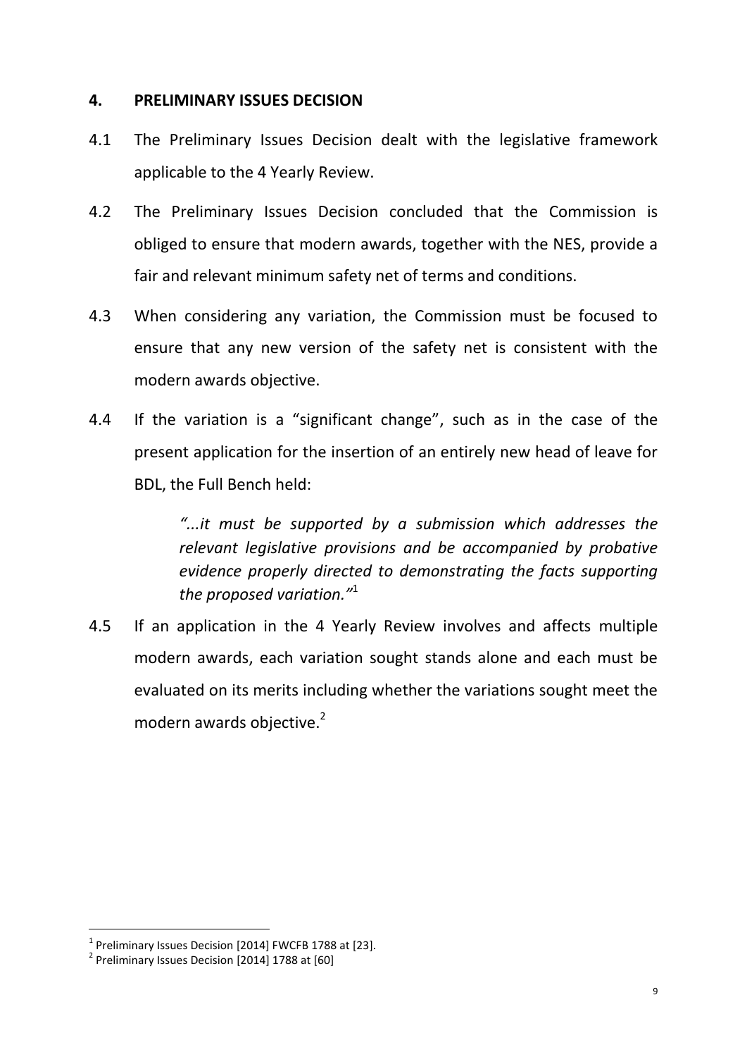## 4. PRELIMINARY ISSUES DECISION

4.1 The Preliminary Issues Decision dealt with the legislative framework applicable to the 4 Yearly Review.

4.2 The Preliminary Issues Decision concluded that the Commission is obliged to ensure that modern awards, together with the NES, provide a fair and relevant minimum safety net of terms and conditions.

4.3 When considering any variation, the Commission must be focused to ensure that any new version of the safety net is consistent with the modern awards objective.

4.4 If the variation is a "significant change", such as in the case of the present application for the insertion of an entirely new head of leave for BDL, the Full Bench held:

> *"...it must be supported by a submission which addresses the relevant legislative provisions and be accompanied by probative evidence properly directed to demonstrating the facts supporting the proposed variation."*[1]

4.5 If an application in the 4 Yearly Review involves and affects multiple modern awards, each variation sought stands alone and each must be evaluated on its merits including whether the variations sought meet the modern awards objective.[2]

---

[1] Preliminary Issues Decision [2014] FWCFB 1788 at [23].

[2] Preliminary Issues Decision [2014] 1788 at [60]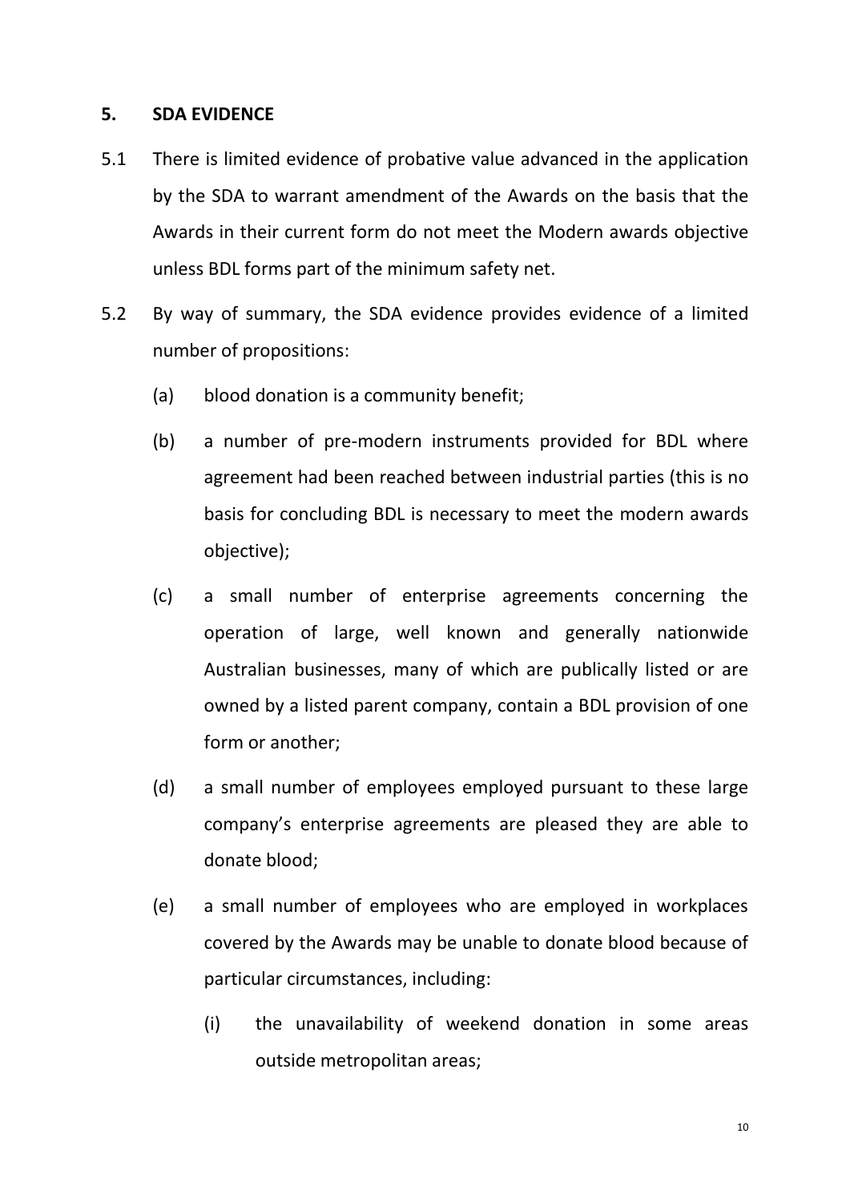## 5. SDA EVIDENCE

5.1 There is limited evidence of probative value advanced in the application by the SDA to warrant amendment of the Awards on the basis that the Awards in their current form do not meet the Modern awards objective unless BDL forms part of the minimum safety net.

5.2 By way of summary, the SDA evidence provides evidence of a limited number of propositions:

(a) blood donation is a community benefit;

(b) a number of pre-modern instruments provided for BDL where agreement had been reached between industrial parties (this is no basis for concluding BDL is necessary to meet the modern awards objective);

(c) a small number of enterprise agreements concerning the operation of large, well known and generally nationwide Australian businesses, many of which are publically listed or are owned by a listed parent company, contain a BDL provision of one form or another;

(d) a small number of employees employed pursuant to these large company's enterprise agreements are pleased they are able to donate blood;

(e) a small number of employees who are employed in workplaces covered by the Awards may be unable to donate blood because of particular circumstances, including:

(i) the unavailability of weekend donation in some areas outside metropolitan areas;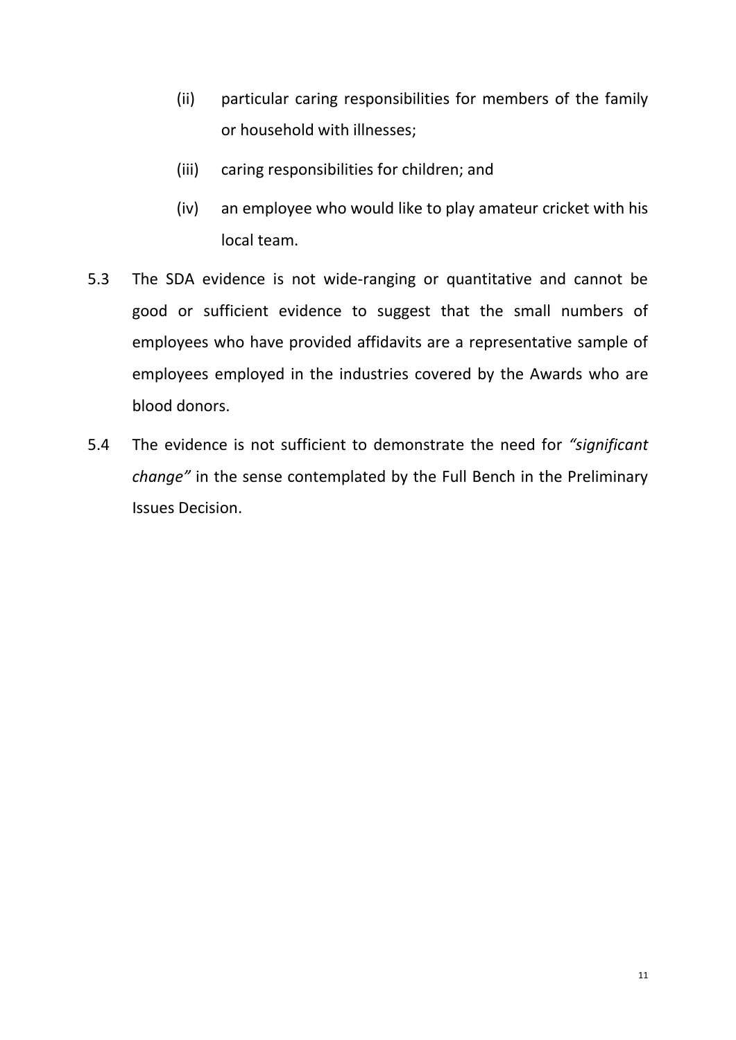(ii) particular caring responsibilities for members of the family or household with illnesses;

(iii) caring responsibilities for children; and

(iv) an employee who would like to play amateur cricket with his local team.

5.3 The SDA evidence is not wide-ranging or quantitative and cannot be good or sufficient evidence to suggest that the small numbers of employees who have provided affidavits are a representative sample of employees employed in the industries covered by the Awards who are blood donors.

5.4 The evidence is not sufficient to demonstrate the need for *"significant change"* in the sense contemplated by the Full Bench in the Preliminary Issues Decision.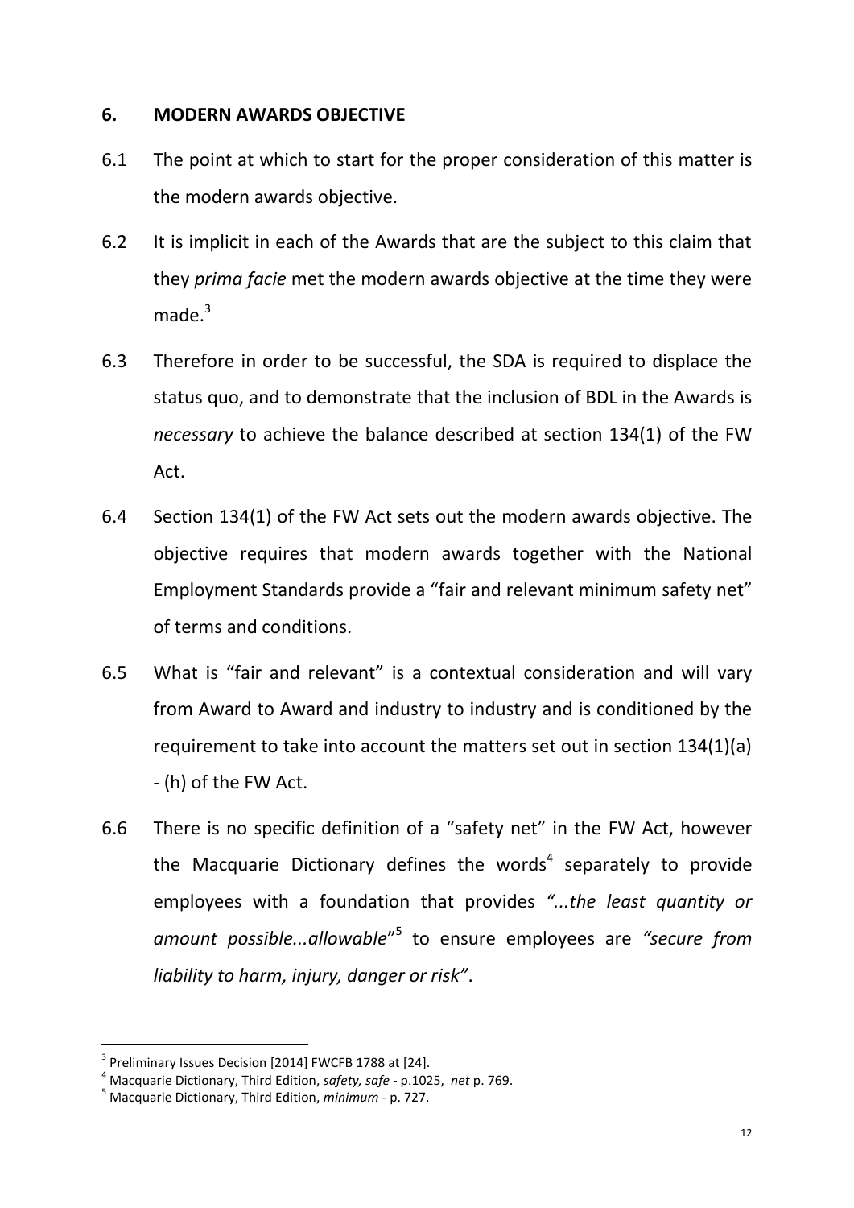## 6. MODERN AWARDS OBJECTIVE

6.1 The point at which to start for the proper consideration of this matter is the modern awards objective.

6.2 It is implicit in each of the Awards that are the subject to this claim that they *prima facie* met the modern awards objective at the time they were made.[3]

6.3 Therefore in order to be successful, the SDA is required to displace the status quo, and to demonstrate that the inclusion of BDL in the Awards is *necessary* to achieve the balance described at section 134(1) of the FW Act.

6.4 Section 134(1) of the FW Act sets out the modern awards objective. The objective requires that modern awards together with the National Employment Standards provide a "fair and relevant minimum safety net" of terms and conditions.

6.5 What is "fair and relevant" is a contextual consideration and will vary from Award to Award and industry to industry and is conditioned by the requirement to take into account the matters set out in section 134(1)(a) - (h) of the FW Act.

6.6 There is no specific definition of a "safety net" in the FW Act, however the Macquarie Dictionary defines the words[4] separately to provide employees with a foundation that provides *"...the least quantity or amount possible...allowable"*[5] to ensure employees are *"secure from liability to harm, injury, danger or risk"*.

---

[3] Preliminary Issues Decision [2014] FWCFB 1788 at [24].

[4] Macquarie Dictionary, Third Edition, *safety, safe* - p.1025, *net* p. 769.

[5] Macquarie Dictionary, Third Edition, *minimum* - p. 727.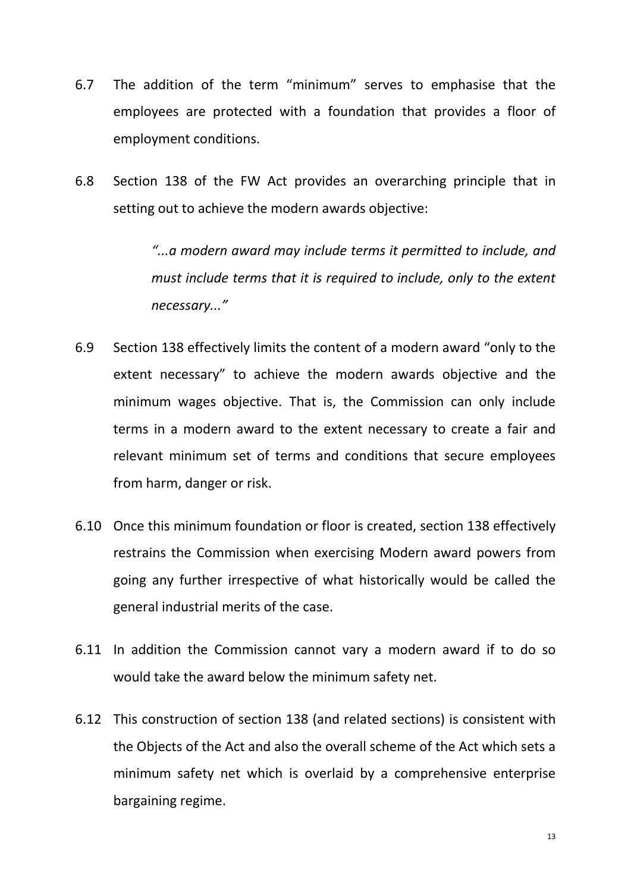6.7 The addition of the term "minimum" serves to emphasise that the employees are protected with a foundation that provides a floor of employment conditions.

6.8 Section 138 of the FW Act provides an overarching principle that in setting out to achieve the modern awards objective:

> *"...a modern award may include terms it permitted to include, and must include terms that it is required to include, only to the extent necessary..."*

6.9 Section 138 effectively limits the content of a modern award "only to the extent necessary" to achieve the modern awards objective and the minimum wages objective. That is, the Commission can only include terms in a modern award to the extent necessary to create a fair and relevant minimum set of terms and conditions that secure employees from harm, danger or risk.

6.10 Once this minimum foundation or floor is created, section 138 effectively restrains the Commission when exercising Modern award powers from going any further irrespective of what historically would be called the general industrial merits of the case.

6.11 In addition the Commission cannot vary a modern award if to do so would take the award below the minimum safety net.

6.12 This construction of section 138 (and related sections) is consistent with the Objects of the Act and also the overall scheme of the Act which sets a minimum safety net which is overlaid by a comprehensive enterprise bargaining regime.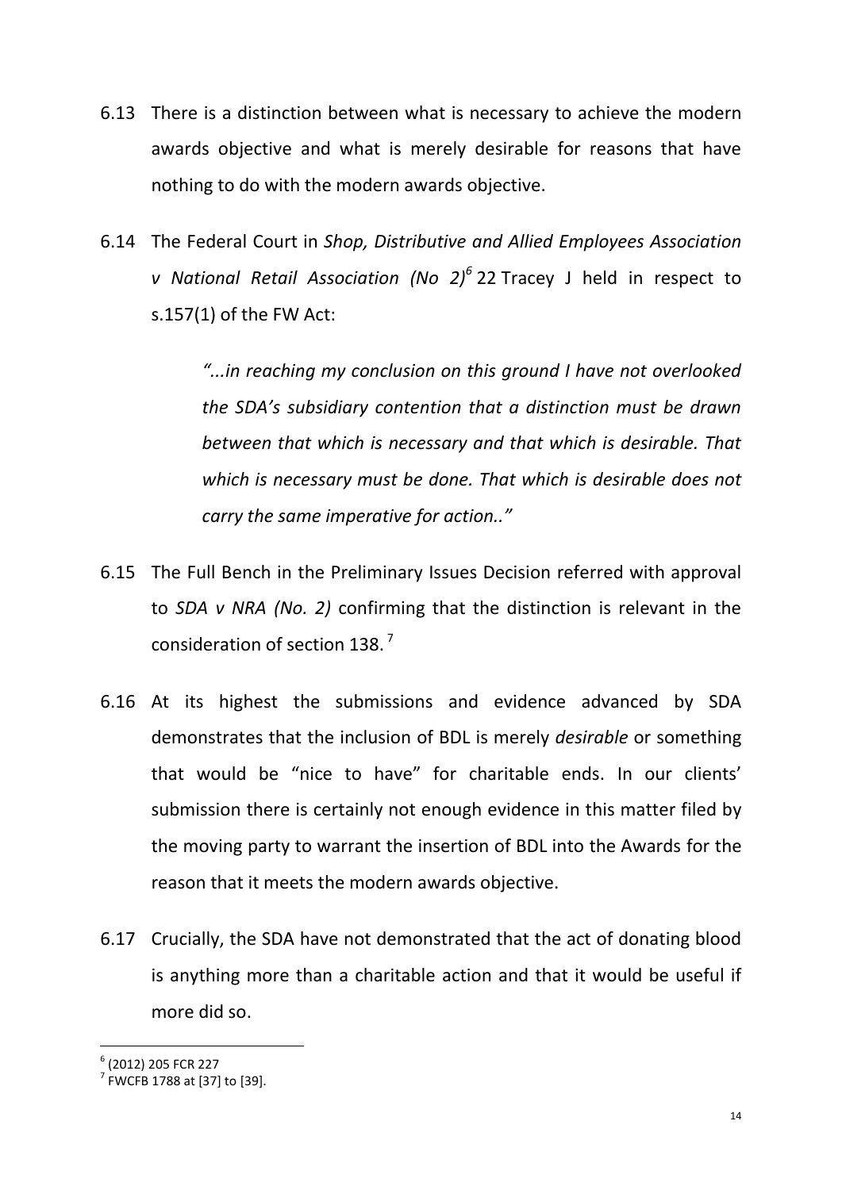6.13 There is a distinction between what is necessary to achieve the modern awards objective and what is merely desirable for reasons that have nothing to do with the modern awards objective.

6.14 The Federal Court in *Shop, Distributive and Allied Employees Association v National Retail Association (No 2)*[6] 22 Tracey J held in respect to s.157(1) of the FW Act:

> *"...in reaching my conclusion on this ground I have not overlooked the SDA's subsidiary contention that a distinction must be drawn between that which is necessary and that which is desirable. That which is necessary must be done. That which is desirable does not carry the same imperative for action.."*

6.15 The Full Bench in the Preliminary Issues Decision referred with approval to *SDA v NRA (No. 2)* confirming that the distinction is relevant in the consideration of section 138.[7]

6.16 At its highest the submissions and evidence advanced by SDA demonstrates that the inclusion of BDL is merely *desirable* or something that would be "nice to have" for charitable ends. In our clients' submission there is certainly not enough evidence in this matter filed by the moving party to warrant the insertion of BDL into the Awards for the reason that it meets the modern awards objective.

6.17 Crucially, the SDA have not demonstrated that the act of donating blood is anything more than a charitable action and that it would be useful if more did so.

---

[6] (2012) 205 FCR 227

[7] FWCFB 1788 at [37] to [39].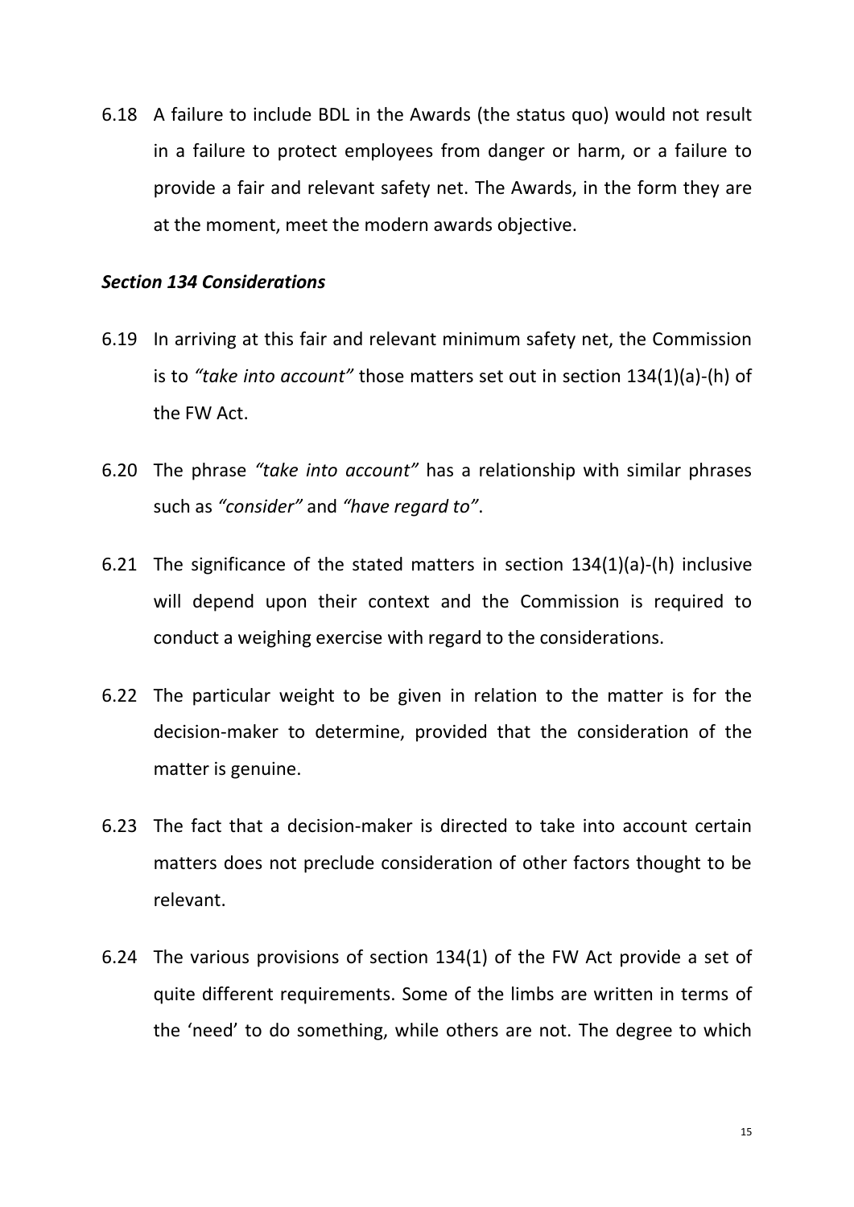6.18 A failure to include BDL in the Awards (the status quo) would not result in a failure to protect employees from danger or harm, or a failure to provide a fair and relevant safety net. The Awards, in the form they are at the moment, meet the modern awards objective.

### ***Section 134 Considerations***

6.19 In arriving at this fair and relevant minimum safety net, the Commission is to *"take into account"* those matters set out in section 134(1)(a)-(h) of the FW Act.

6.20 The phrase *"take into account"* has a relationship with similar phrases such as *"consider"* and *"have regard to"*.

6.21 The significance of the stated matters in section 134(1)(a)-(h) inclusive will depend upon their context and the Commission is required to conduct a weighing exercise with regard to the considerations.

6.22 The particular weight to be given in relation to the matter is for the decision-maker to determine, provided that the consideration of the matter is genuine.

6.23 The fact that a decision-maker is directed to take into account certain matters does not preclude consideration of other factors thought to be relevant.

6.24 The various provisions of section 134(1) of the FW Act provide a set of quite different requirements. Some of the limbs are written in terms of the 'need' to do something, while others are not. The degree to which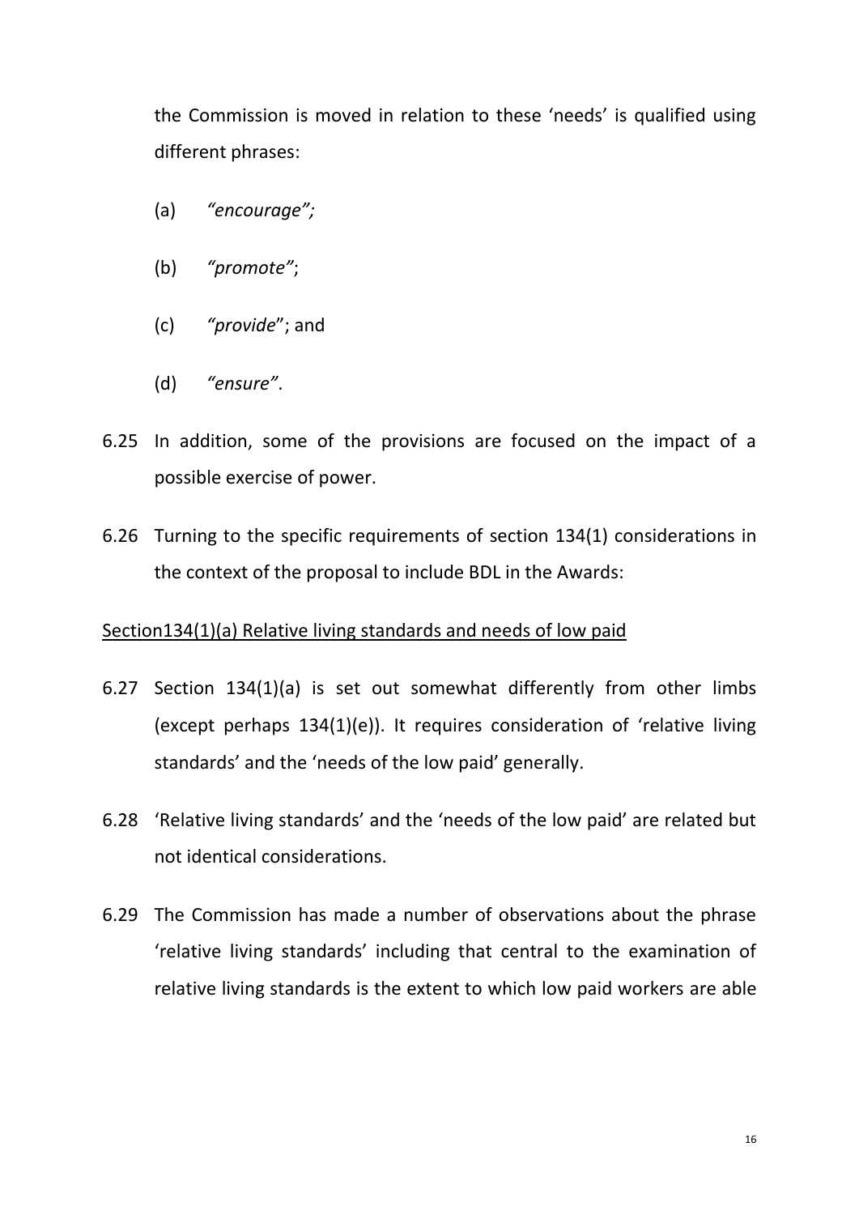the Commission is moved in relation to these 'needs' is qualified using different phrases:

(a) *"encourage";*

(b) *"promote"*;

(c) *"provide*"; and

(d) *"ensure"*.

6.25 In addition, some of the provisions are focused on the impact of a possible exercise of power.

6.26 Turning to the specific requirements of section 134(1) considerations in the context of the proposal to include BDL in the Awards:

<u>Section134(1)(a) Relative living standards and needs of low paid</u>

6.27 Section 134(1)(a) is set out somewhat differently from other limbs (except perhaps 134(1)(e)). It requires consideration of 'relative living standards' and the 'needs of the low paid' generally.

6.28 'Relative living standards' and the 'needs of the low paid' are related but not identical considerations.

6.29 The Commission has made a number of observations about the phrase 'relative living standards' including that central to the examination of relative living standards is the extent to which low paid workers are able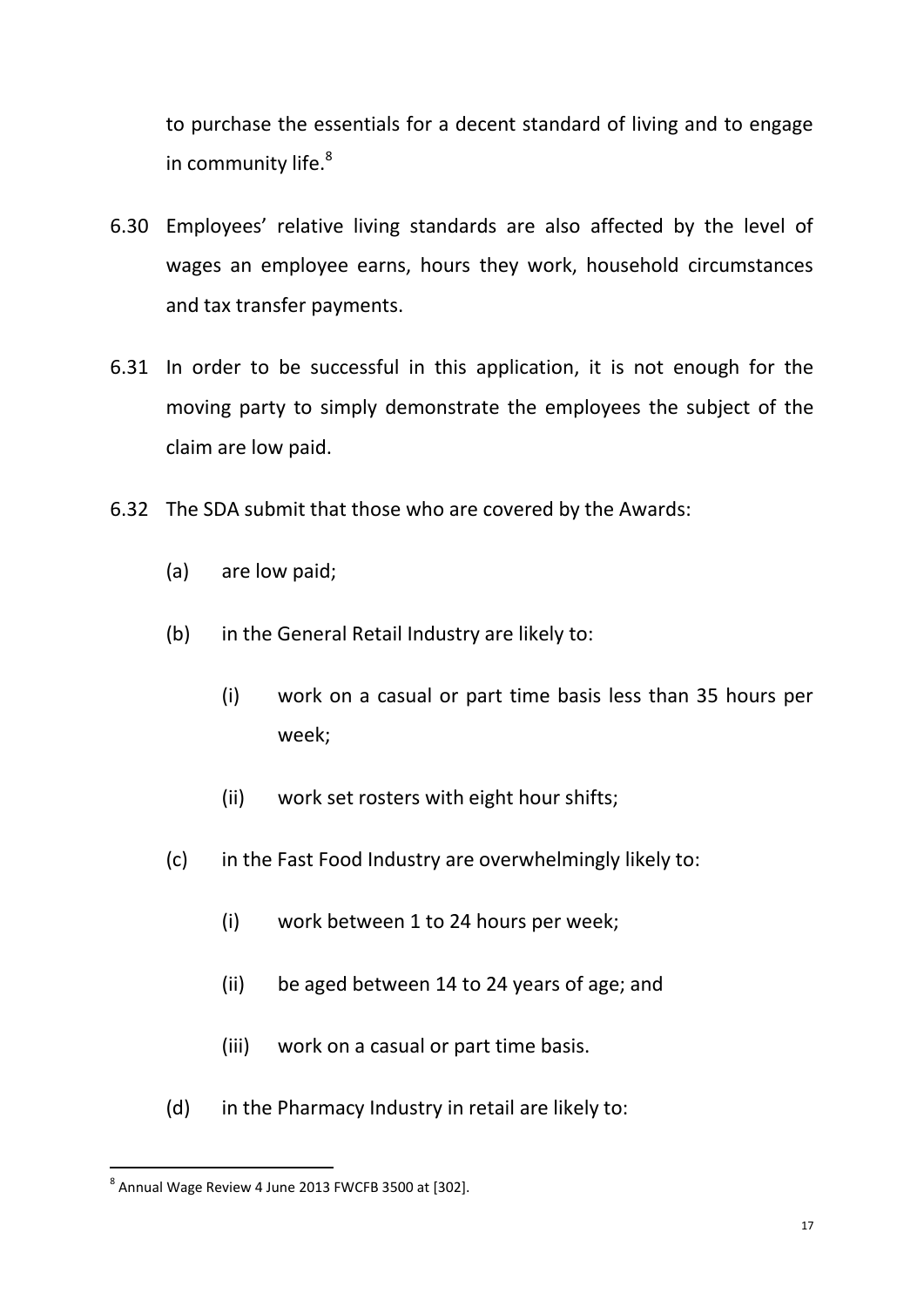to purchase the essentials for a decent standard of living and to engage in community life.[8]

6.30 Employees' relative living standards are also affected by the level of wages an employee earns, hours they work, household circumstances and tax transfer payments.

6.31 In order to be successful in this application, it is not enough for the moving party to simply demonstrate the employees the subject of the claim are low paid.

6.32 The SDA submit that those who are covered by the Awards:

- (a) are low paid;
- (b) in the General Retail Industry are likely to:
  - (i) work on a casual or part time basis less than 35 hours per week;
  - (ii) work set rosters with eight hour shifts;
- (c) in the Fast Food Industry are overwhelmingly likely to:
  - (i) work between 1 to 24 hours per week;
  - (ii) be aged between 14 to 24 years of age; and
  - (iii) work on a casual or part time basis.
- (d) in the Pharmacy Industry in retail are likely to:

---

[8] Annual Wage Review 4 June 2013 FWCFB 3500 at [302].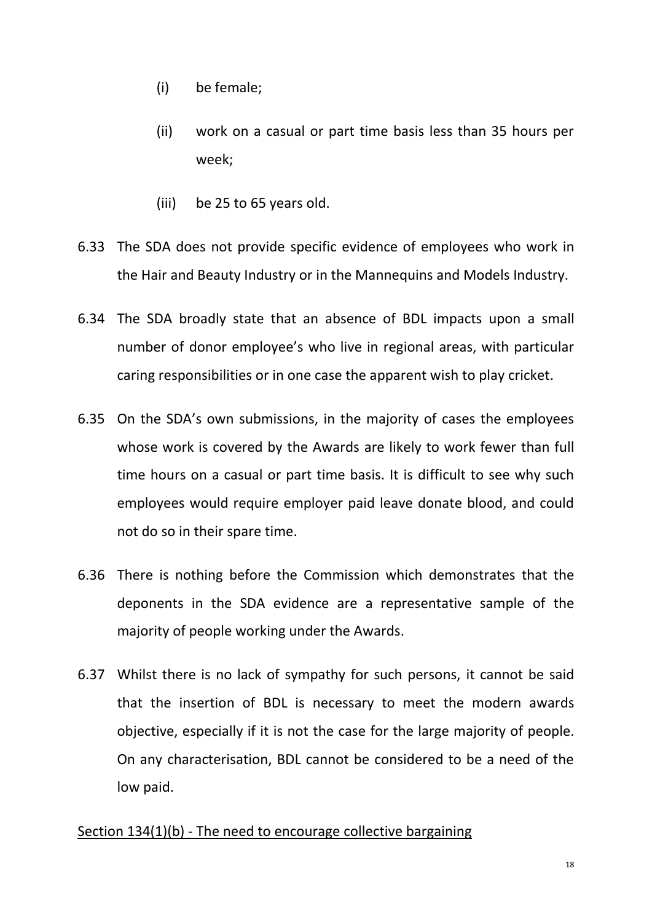(i) be female;

(ii) work on a casual or part time basis less than 35 hours per week;

(iii) be 25 to 65 years old.

6.33 The SDA does not provide specific evidence of employees who work in the Hair and Beauty Industry or in the Mannequins and Models Industry.

6.34 The SDA broadly state that an absence of BDL impacts upon a small number of donor employee's who live in regional areas, with particular caring responsibilities or in one case the apparent wish to play cricket.

6.35 On the SDA's own submissions, in the majority of cases the employees whose work is covered by the Awards are likely to work fewer than full time hours on a casual or part time basis. It is difficult to see why such employees would require employer paid leave donate blood, and could not do so in their spare time.

6.36 There is nothing before the Commission which demonstrates that the deponents in the SDA evidence are a representative sample of the majority of people working under the Awards.

6.37 Whilst there is no lack of sympathy for such persons, it cannot be said that the insertion of BDL is necessary to meet the modern awards objective, especially if it is not the case for the large majority of people. On any characterisation, BDL cannot be considered to be a need of the low paid.

<u>Section 134(1)(b) - The need to encourage collective bargaining</u>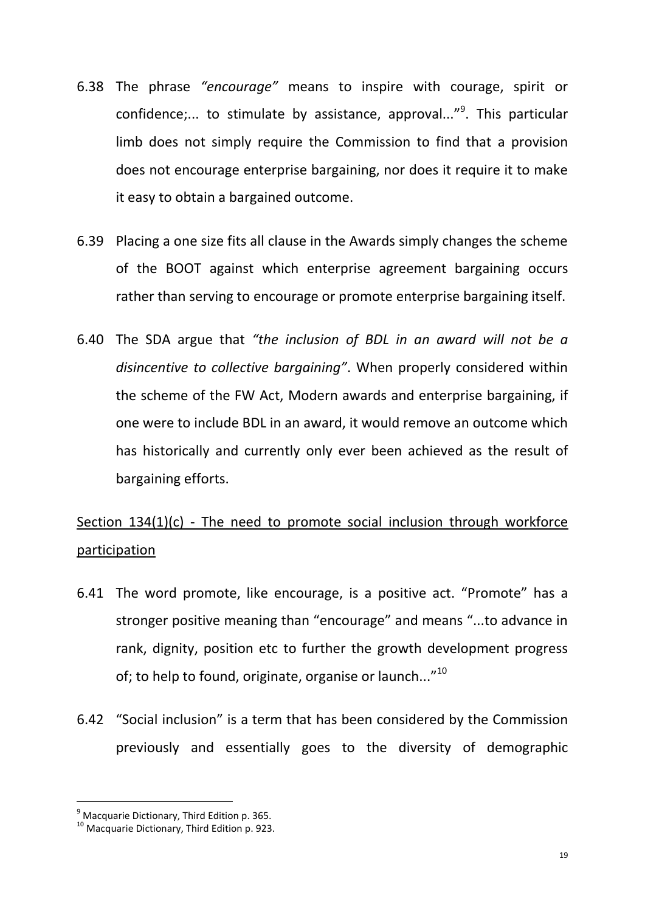6.38 The phrase *"encourage"* means to inspire with courage, spirit or confidence;... to stimulate by assistance, approval..."[9]. This particular limb does not simply require the Commission to find that a provision does not encourage enterprise bargaining, nor does it require it to make it easy to obtain a bargained outcome.

6.39 Placing a one size fits all clause in the Awards simply changes the scheme of the BOOT against which enterprise agreement bargaining occurs rather than serving to encourage or promote enterprise bargaining itself.

6.40 The SDA argue that *"the inclusion of BDL in an award will not be a disincentive to collective bargaining"*. When properly considered within the scheme of the FW Act, Modern awards and enterprise bargaining, if one were to include BDL in an award, it would remove an outcome which has historically and currently only ever been achieved as the result of bargaining efforts.

<u>Section 134(1)(c) - The need to promote social inclusion through workforce participation</u>

6.41 The word promote, like encourage, is a positive act. "Promote" has a stronger positive meaning than "encourage" and means "...to advance in rank, dignity, position etc to further the growth development progress of; to help to found, originate, organise or launch..."[10]

6.42 "Social inclusion" is a term that has been considered by the Commission previously and essentially goes to the diversity of demographic

[9] Macquarie Dictionary, Third Edition p. 365.

[10] Macquarie Dictionary, Third Edition p. 923.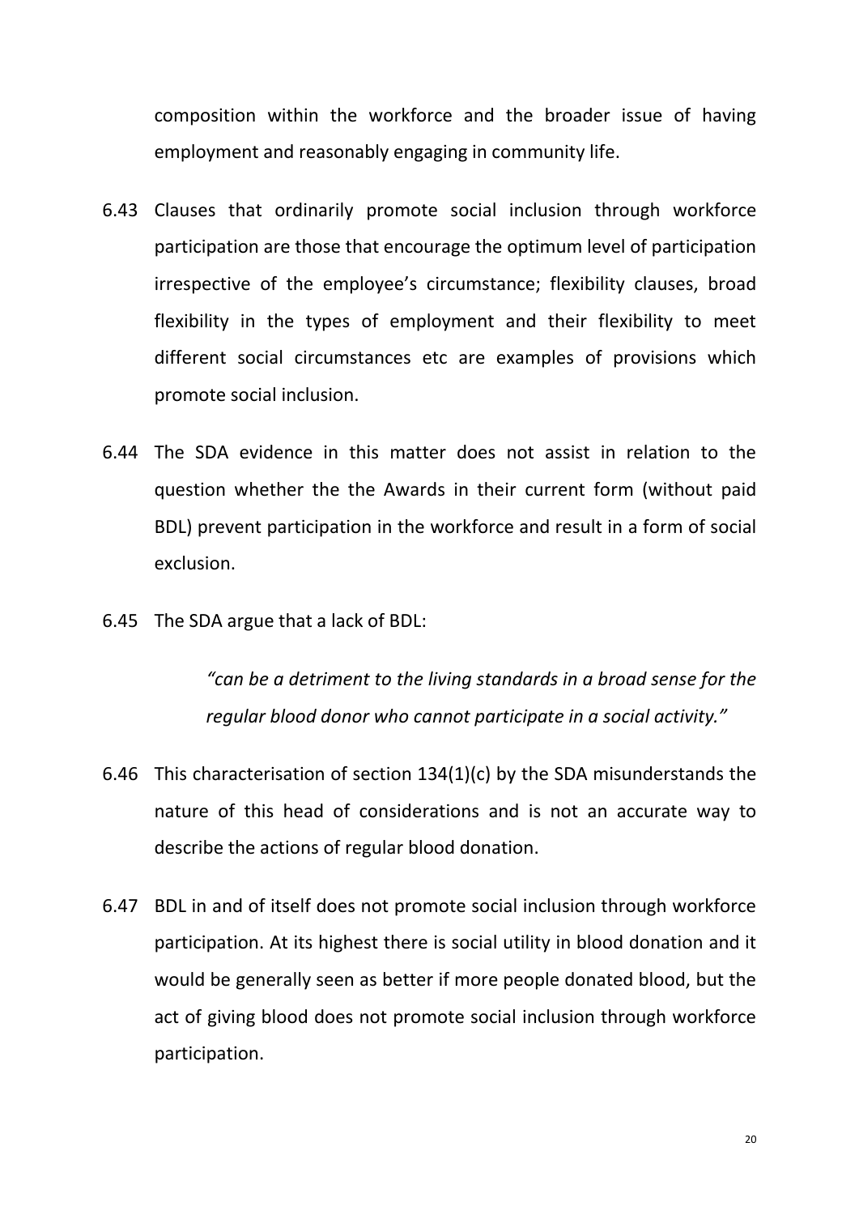composition within the workforce and the broader issue of having employment and reasonably engaging in community life.

6.43 Clauses that ordinarily promote social inclusion through workforce participation are those that encourage the optimum level of participation irrespective of the employee's circumstance; flexibility clauses, broad flexibility in the types of employment and their flexibility to meet different social circumstances etc are examples of provisions which promote social inclusion.

6.44 The SDA evidence in this matter does not assist in relation to the question whether the the Awards in their current form (without paid BDL) prevent participation in the workforce and result in a form of social exclusion.

6.45 The SDA argue that a lack of BDL:

> *"can be a detriment to the living standards in a broad sense for the regular blood donor who cannot participate in a social activity."*

6.46 This characterisation of section 134(1)(c) by the SDA misunderstands the nature of this head of considerations and is not an accurate way to describe the actions of regular blood donation.

6.47 BDL in and of itself does not promote social inclusion through workforce participation. At its highest there is social utility in blood donation and it would be generally seen as better if more people donated blood, but the act of giving blood does not promote social inclusion through workforce participation.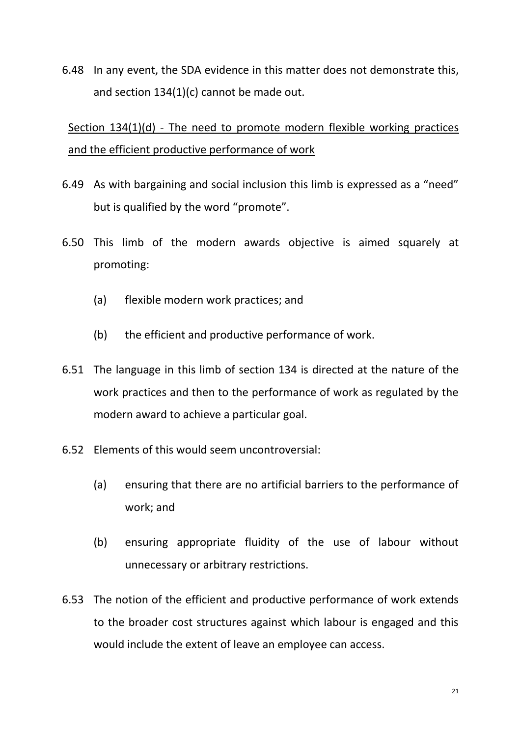6.48 In any event, the SDA evidence in this matter does not demonstrate this, and section 134(1)(c) cannot be made out.

<u>Section 134(1)(d) - The need to promote modern flexible working practices and the efficient productive performance of work</u>

6.49 As with bargaining and social inclusion this limb is expressed as a "need" but is qualified by the word "promote".

6.50 This limb of the modern awards objective is aimed squarely at promoting:

(a) flexible modern work practices; and

(b) the efficient and productive performance of work.

6.51 The language in this limb of section 134 is directed at the nature of the work practices and then to the performance of work as regulated by the modern award to achieve a particular goal.

6.52 Elements of this would seem uncontroversial:

(a) ensuring that there are no artificial barriers to the performance of work; and

(b) ensuring appropriate fluidity of the use of labour without unnecessary or arbitrary restrictions.

6.53 The notion of the efficient and productive performance of work extends to the broader cost structures against which labour is engaged and this would include the extent of leave an employee can access.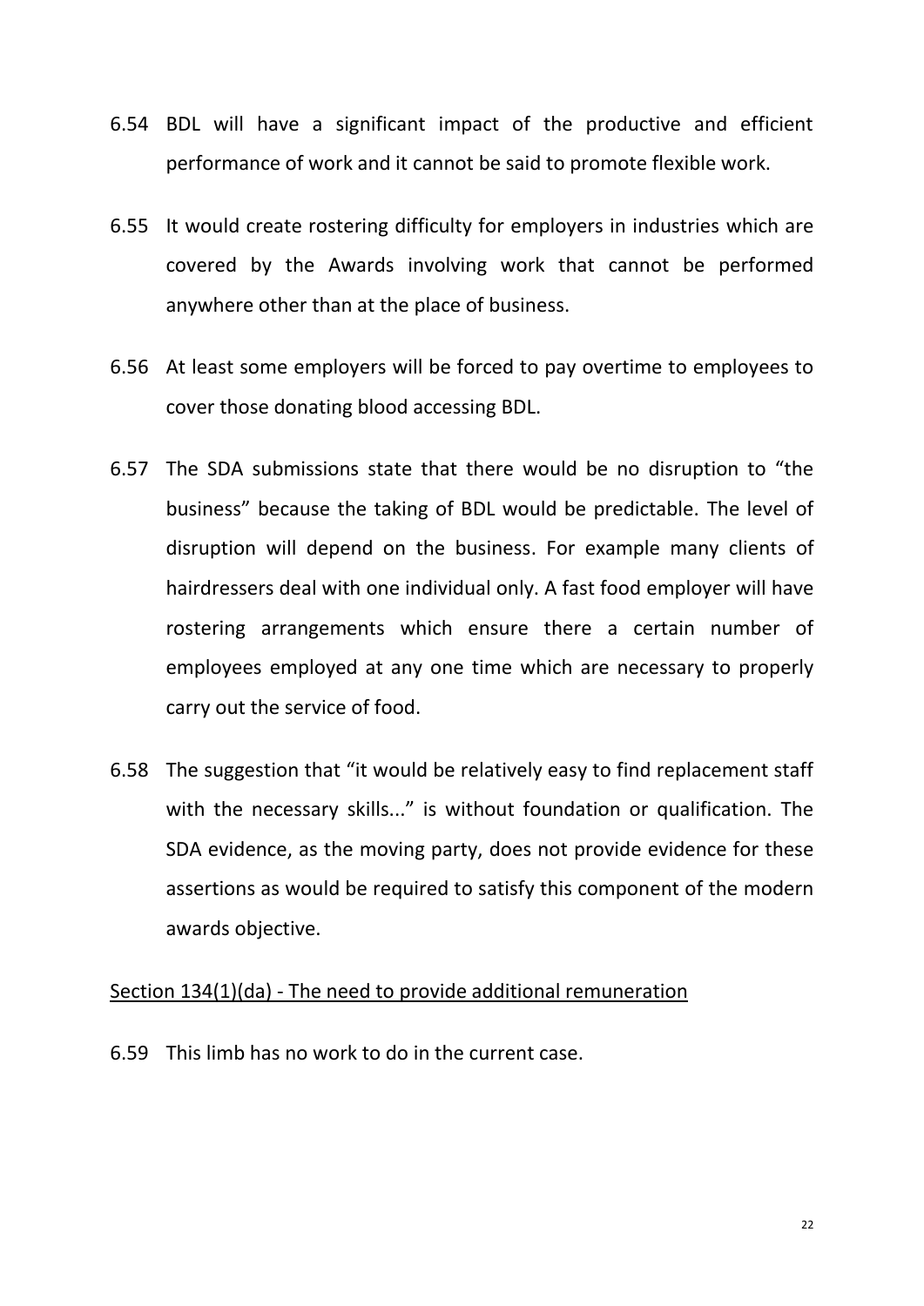6.54 BDL will have a significant impact of the productive and efficient performance of work and it cannot be said to promote flexible work.

6.55 It would create rostering difficulty for employers in industries which are covered by the Awards involving work that cannot be performed anywhere other than at the place of business.

6.56 At least some employers will be forced to pay overtime to employees to cover those donating blood accessing BDL.

6.57 The SDA submissions state that there would be no disruption to "the business" because the taking of BDL would be predictable. The level of disruption will depend on the business. For example many clients of hairdressers deal with one individual only. A fast food employer will have rostering arrangements which ensure there a certain number of employees employed at any one time which are necessary to properly carry out the service of food.

6.58 The suggestion that "it would be relatively easy to find replacement staff with the necessary skills..." is without foundation or qualification. The SDA evidence, as the moving party, does not provide evidence for these assertions as would be required to satisfy this component of the modern awards objective.

<u>Section 134(1)(da) - The need to provide additional remuneration</u>

6.59 This limb has no work to do in the current case.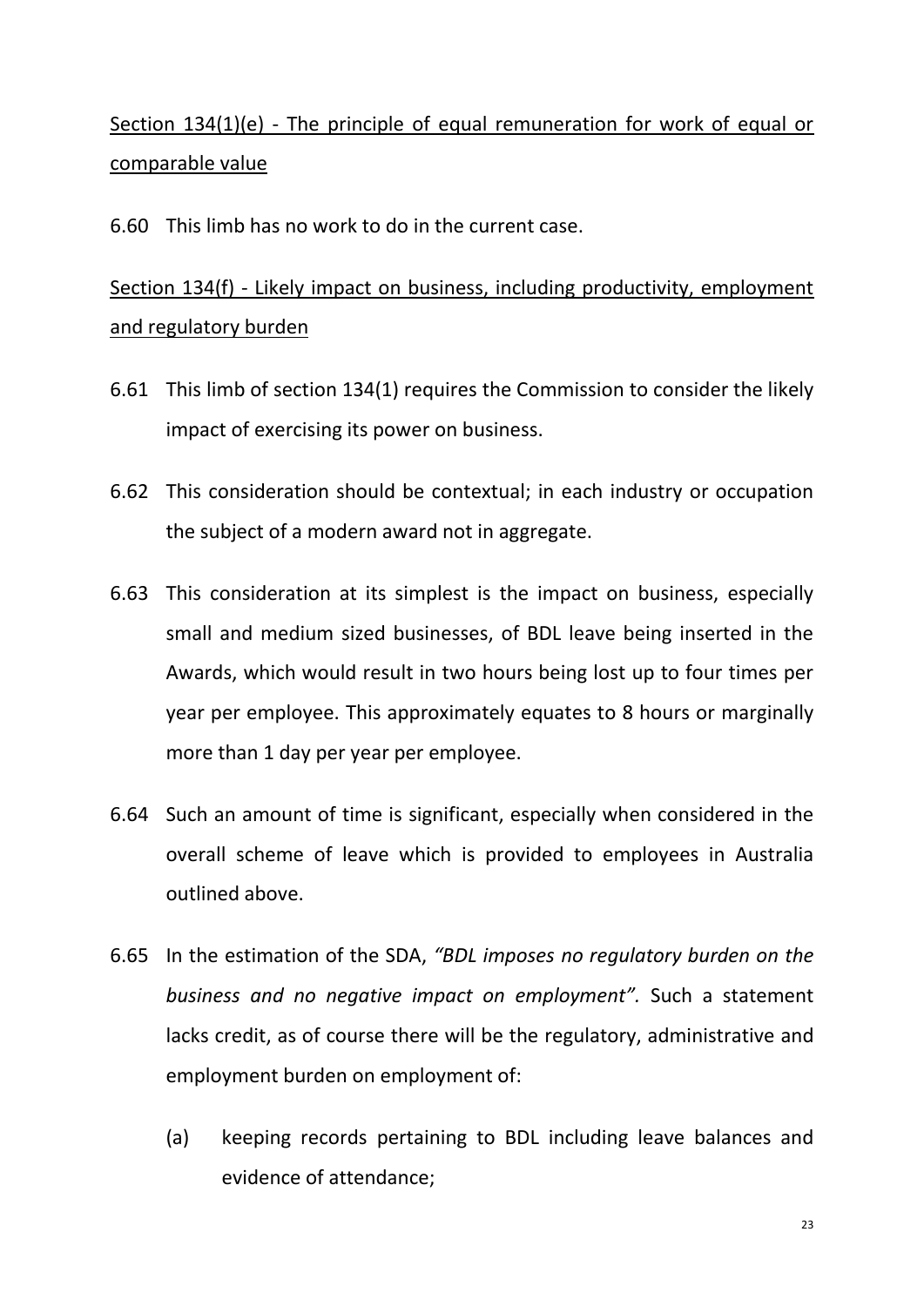<u>Section 134(1)(e) - The principle of equal remuneration for work of equal or comparable value</u>

6.60 This limb has no work to do in the current case.

<u>Section 134(f) - Likely impact on business, including productivity, employment and regulatory burden</u>

6.61 This limb of section 134(1) requires the Commission to consider the likely impact of exercising its power on business.

6.62 This consideration should be contextual; in each industry or occupation the subject of a modern award not in aggregate.

6.63 This consideration at its simplest is the impact on business, especially small and medium sized businesses, of BDL leave being inserted in the Awards, which would result in two hours being lost up to four times per year per employee. This approximately equates to 8 hours or marginally more than 1 day per year per employee.

6.64 Such an amount of time is significant, especially when considered in the overall scheme of leave which is provided to employees in Australia outlined above.

6.65 In the estimation of the SDA, *"BDL imposes no regulatory burden on the business and no negative impact on employment".* Such a statement lacks credit, as of course there will be the regulatory, administrative and employment burden on employment of:

(a) keeping records pertaining to BDL including leave balances and evidence of attendance;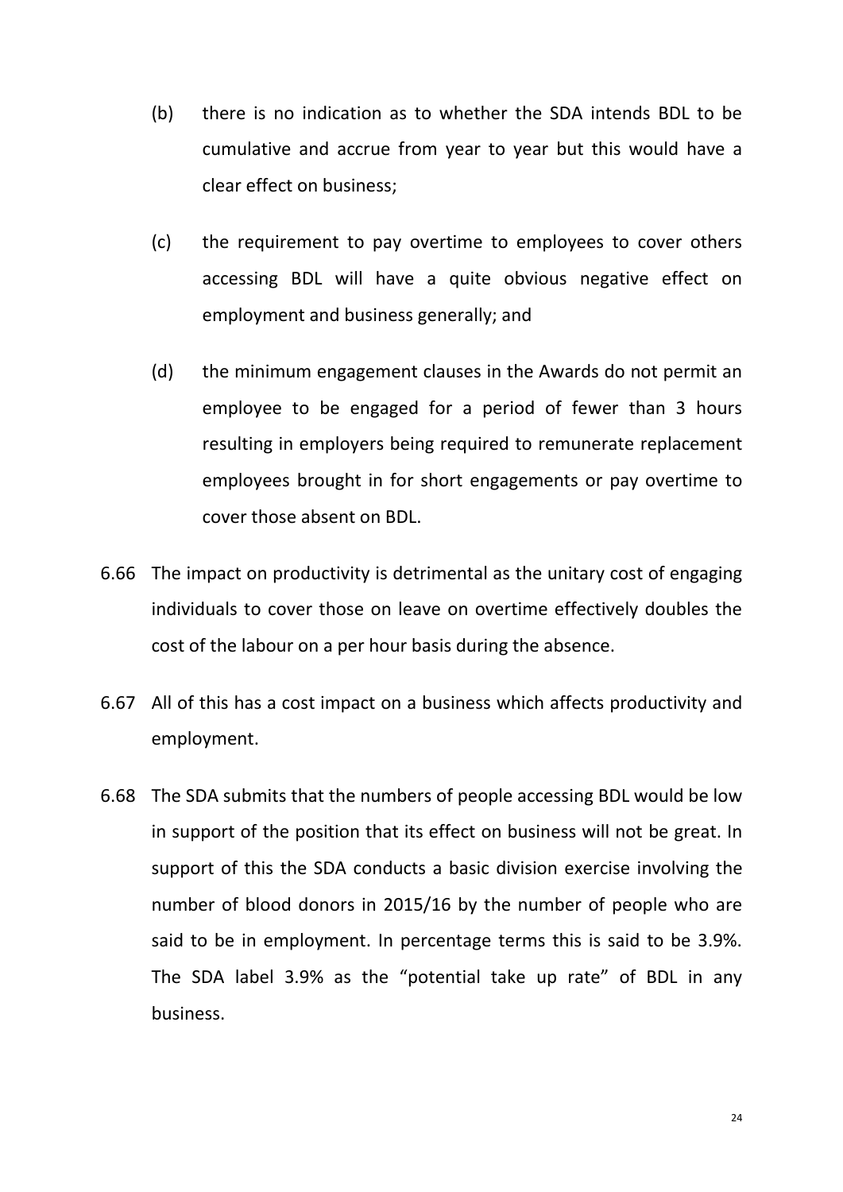(b) there is no indication as to whether the SDA intends BDL to be cumulative and accrue from year to year but this would have a clear effect on business;

(c) the requirement to pay overtime to employees to cover others accessing BDL will have a quite obvious negative effect on employment and business generally; and

(d) the minimum engagement clauses in the Awards do not permit an employee to be engaged for a period of fewer than 3 hours resulting in employers being required to remunerate replacement employees brought in for short engagements or pay overtime to cover those absent on BDL.

6.66 The impact on productivity is detrimental as the unitary cost of engaging individuals to cover those on leave on overtime effectively doubles the cost of the labour on a per hour basis during the absence.

6.67 All of this has a cost impact on a business which affects productivity and employment.

6.68 The SDA submits that the numbers of people accessing BDL would be low in support of the position that its effect on business will not be great. In support of this the SDA conducts a basic division exercise involving the number of blood donors in 2015/16 by the number of people who are said to be in employment. In percentage terms this is said to be 3.9%. The SDA label 3.9% as the "potential take up rate" of BDL in any business.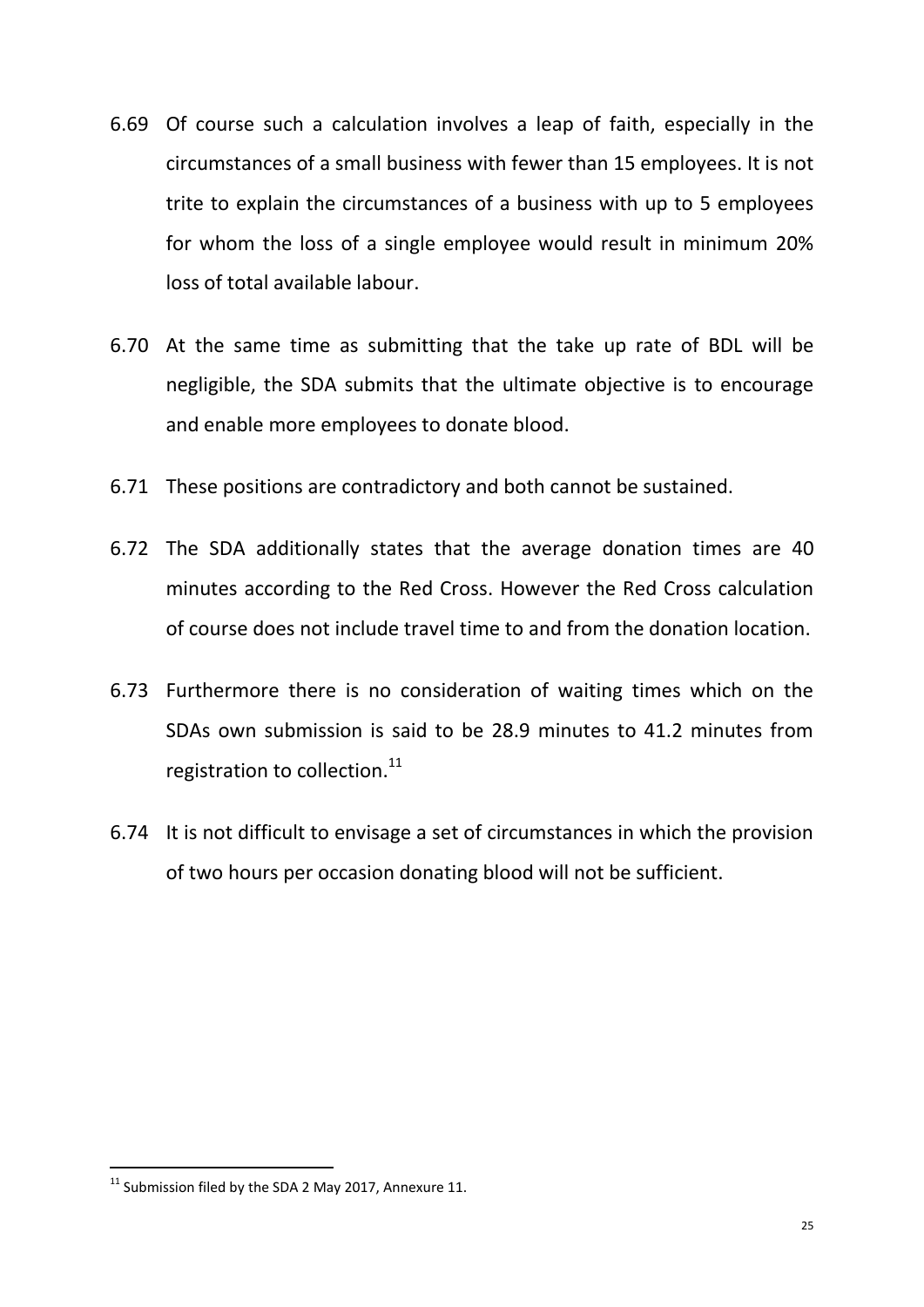6.69 Of course such a calculation involves a leap of faith, especially in the circumstances of a small business with fewer than 15 employees. It is not trite to explain the circumstances of a business with up to 5 employees for whom the loss of a single employee would result in minimum 20% loss of total available labour.

6.70 At the same time as submitting that the take up rate of BDL will be negligible, the SDA submits that the ultimate objective is to encourage and enable more employees to donate blood.

6.71 These positions are contradictory and both cannot be sustained.

6.72 The SDA additionally states that the average donation times are 40 minutes according to the Red Cross. However the Red Cross calculation of course does not include travel time to and from the donation location.

6.73 Furthermore there is no consideration of waiting times which on the SDAs own submission is said to be 28.9 minutes to 41.2 minutes from registration to collection.[11]

6.74 It is not difficult to envisage a set of circumstances in which the provision of two hours per occasion donating blood will not be sufficient.

[11] Submission filed by the SDA 2 May 2017, Annexure 11.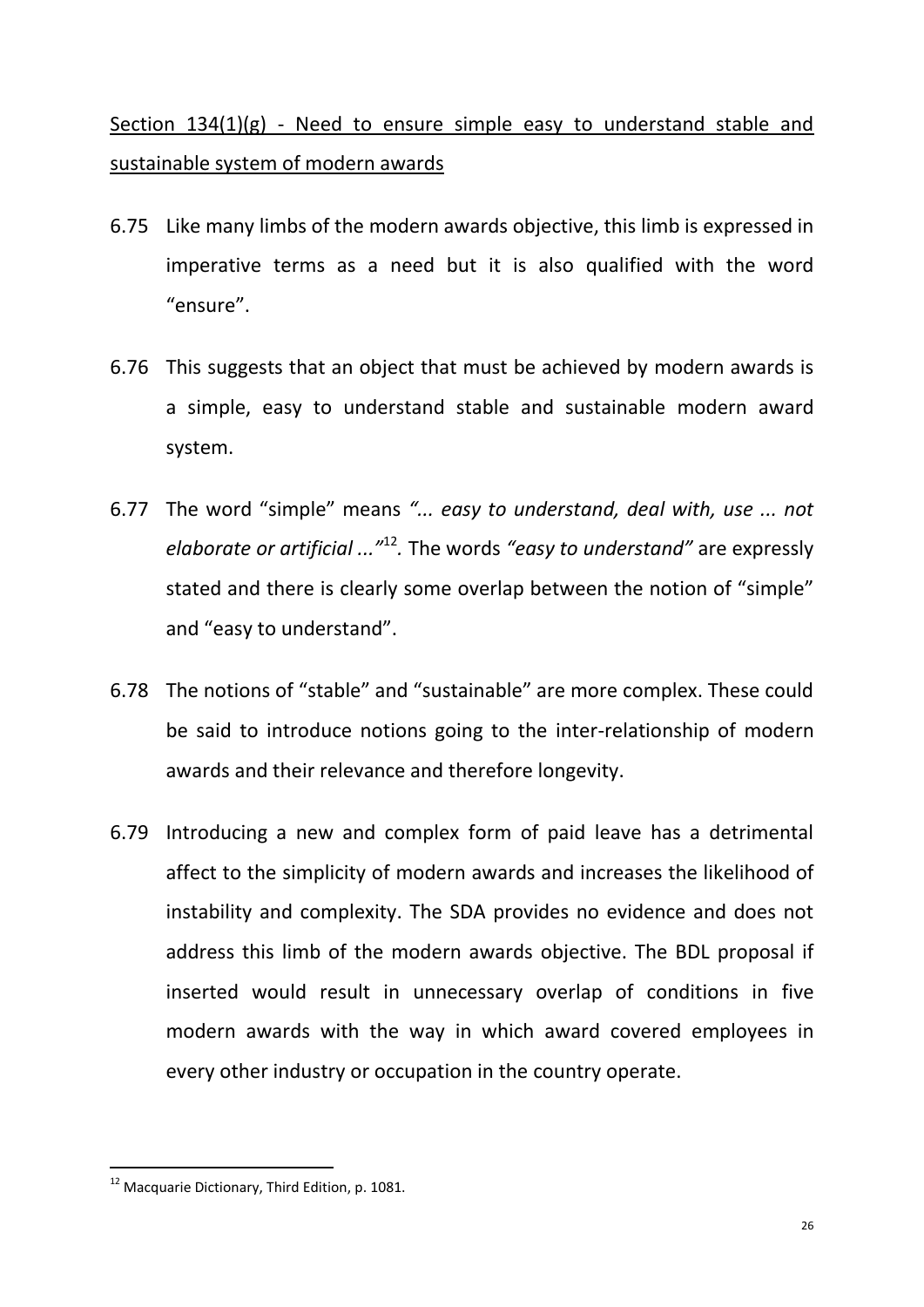<u>Section 134(1)(g) - Need to ensure simple easy to understand stable and sustainable system of modern awards</u>

6.75 Like many limbs of the modern awards objective, this limb is expressed in imperative terms as a need but it is also qualified with the word "ensure".

6.76 This suggests that an object that must be achieved by modern awards is a simple, easy to understand stable and sustainable modern award system.

6.77 The word "simple" means *"... easy to understand, deal with, use ... not elaborate or artificial ..."*[12]. The words *"easy to understand"* are expressly stated and there is clearly some overlap between the notion of "simple" and "easy to understand".

6.78 The notions of "stable" and "sustainable" are more complex. These could be said to introduce notions going to the inter-relationship of modern awards and their relevance and therefore longevity.

6.79 Introducing a new and complex form of paid leave has a detrimental affect to the simplicity of modern awards and increases the likelihood of instability and complexity. The SDA provides no evidence and does not address this limb of the modern awards objective. The BDL proposal if inserted would result in unnecessary overlap of conditions in five modern awards with the way in which award covered employees in every other industry or occupation in the country operate.

---

[12] Macquarie Dictionary, Third Edition, p. 1081.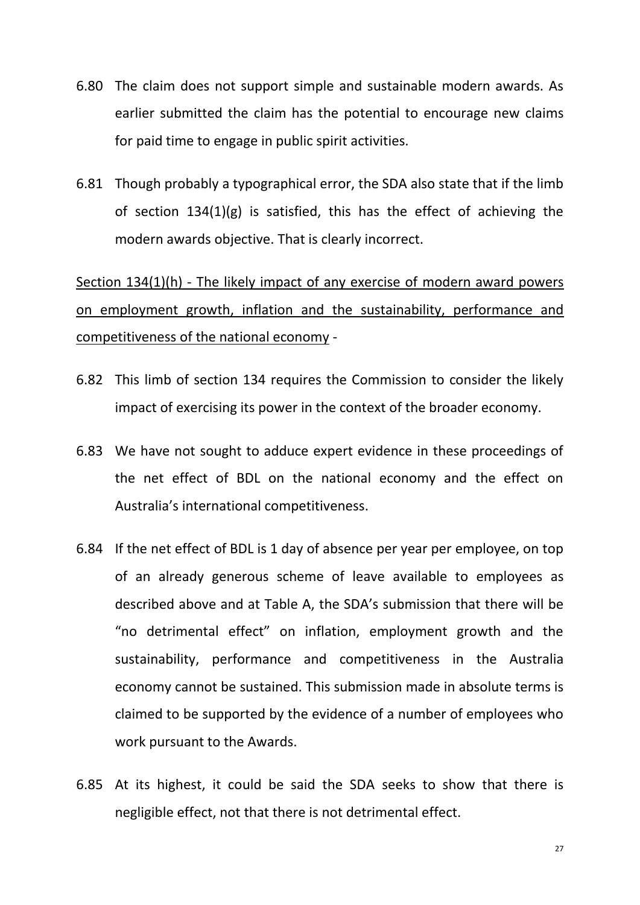6.80 The claim does not support simple and sustainable modern awards. As earlier submitted the claim has the potential to encourage new claims for paid time to engage in public spirit activities.

6.81 Though probably a typographical error, the SDA also state that if the limb of section 134(1)(g) is satisfied, this has the effect of achieving the modern awards objective. That is clearly incorrect.

<u>Section 134(1)(h) - The likely impact of any exercise of modern award powers on employment growth, inflation and the sustainability, performance and competitiveness of the national economy</u> -

6.82 This limb of section 134 requires the Commission to consider the likely impact of exercising its power in the context of the broader economy.

6.83 We have not sought to adduce expert evidence in these proceedings of the net effect of BDL on the national economy and the effect on Australia's international competitiveness.

6.84 If the net effect of BDL is 1 day of absence per year per employee, on top of an already generous scheme of leave available to employees as described above and at Table A, the SDA's submission that there will be "no detrimental effect" on inflation, employment growth and the sustainability, performance and competitiveness in the Australia economy cannot be sustained. This submission made in absolute terms is claimed to be supported by the evidence of a number of employees who work pursuant to the Awards.

6.85 At its highest, it could be said the SDA seeks to show that there is negligible effect, not that there is not detrimental effect.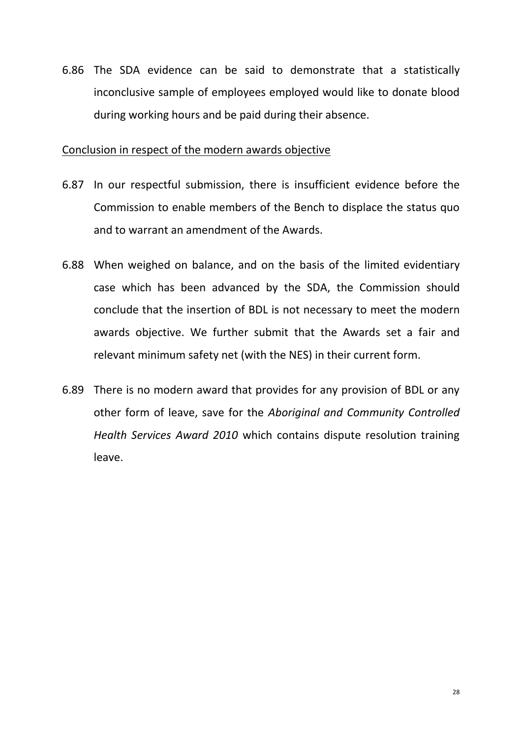6.86 The SDA evidence can be said to demonstrate that a statistically inconclusive sample of employees employed would like to donate blood during working hours and be paid during their absence.

<u>Conclusion in respect of the modern awards objective</u>

6.87 In our respectful submission, there is insufficient evidence before the Commission to enable members of the Bench to displace the status quo and to warrant an amendment of the Awards.

6.88 When weighed on balance, and on the basis of the limited evidentiary case which has been advanced by the SDA, the Commission should conclude that the insertion of BDL is not necessary to meet the modern awards objective. We further submit that the Awards set a fair and relevant minimum safety net (with the NES) in their current form.

6.89 There is no modern award that provides for any provision of BDL or any other form of leave, save for the *Aboriginal and Community Controlled Health Services Award 2010* which contains dispute resolution training leave.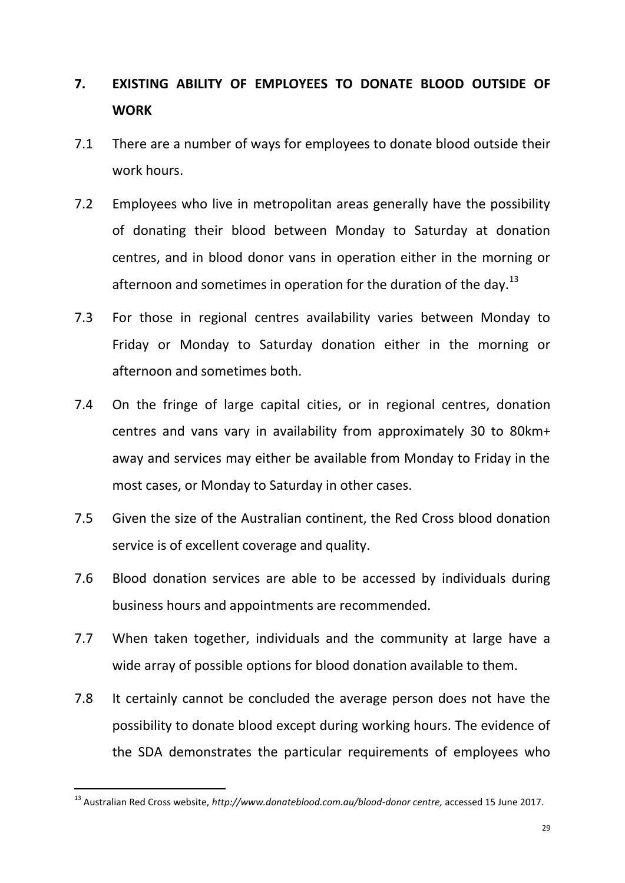## 7. EXISTING ABILITY OF EMPLOYEES TO DONATE BLOOD OUTSIDE OF WORK

7.1 There are a number of ways for employees to donate blood outside their work hours.

7.2 Employees who live in metropolitan areas generally have the possibility of donating their blood between Monday to Saturday at donation centres, and in blood donor vans in operation either in the morning or afternoon and sometimes in operation for the duration of the day.[13]

7.3 For those in regional centres availability varies between Monday to Friday or Monday to Saturday donation either in the morning or afternoon and sometimes both.

7.4 On the fringe of large capital cities, or in regional centres, donation centres and vans vary in availability from approximately 30 to 80km+ away and services may either be available from Monday to Friday in the most cases, or Monday to Saturday in other cases.

7.5 Given the size of the Australian continent, the Red Cross blood donation service is of excellent coverage and quality.

7.6 Blood donation services are able to be accessed by individuals during business hours and appointments are recommended.

7.7 When taken together, individuals and the community at large have a wide array of possible options for blood donation available to them.

7.8 It certainly cannot be concluded the average person does not have the possibility to donate blood except during working hours. The evidence of the SDA demonstrates the particular requirements of employees who

[13] Australian Red Cross website, *http://www.donateblood.com.au/blood-donor centre,* accessed 15 June 2017.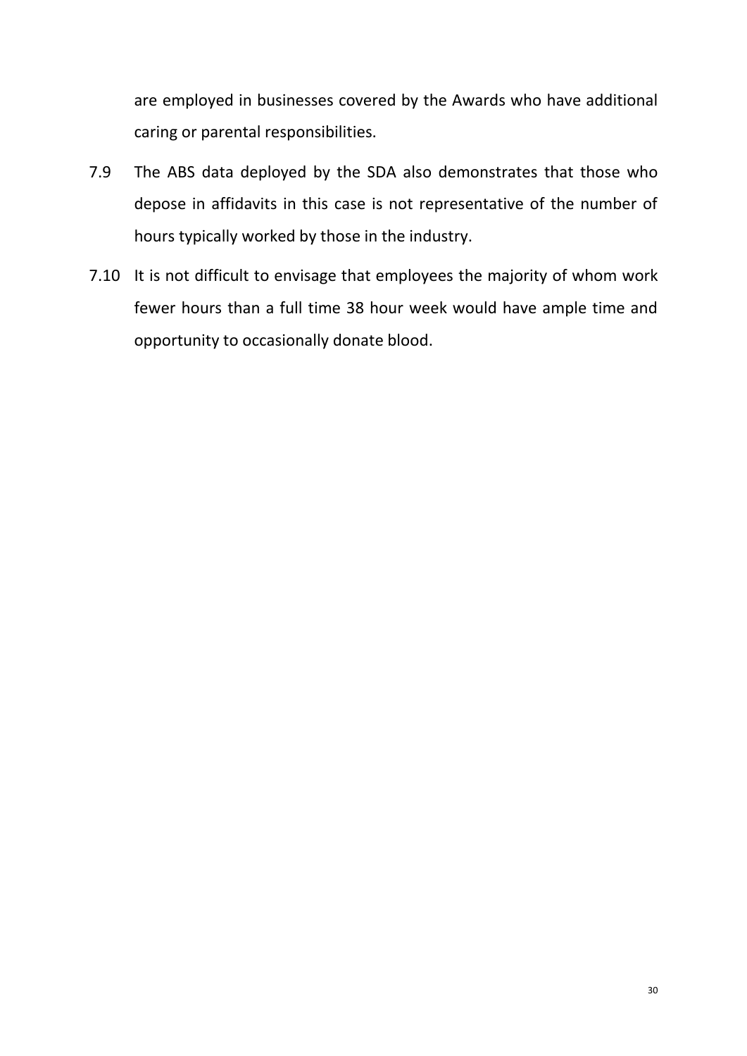are employed in businesses covered by the Awards who have additional caring or parental responsibilities.

7.9 The ABS data deployed by the SDA also demonstrates that those who depose in affidavits in this case is not representative of the number of hours typically worked by those in the industry.

7.10 It is not difficult to envisage that employees the majority of whom work fewer hours than a full time 38 hour week would have ample time and opportunity to occasionally donate blood.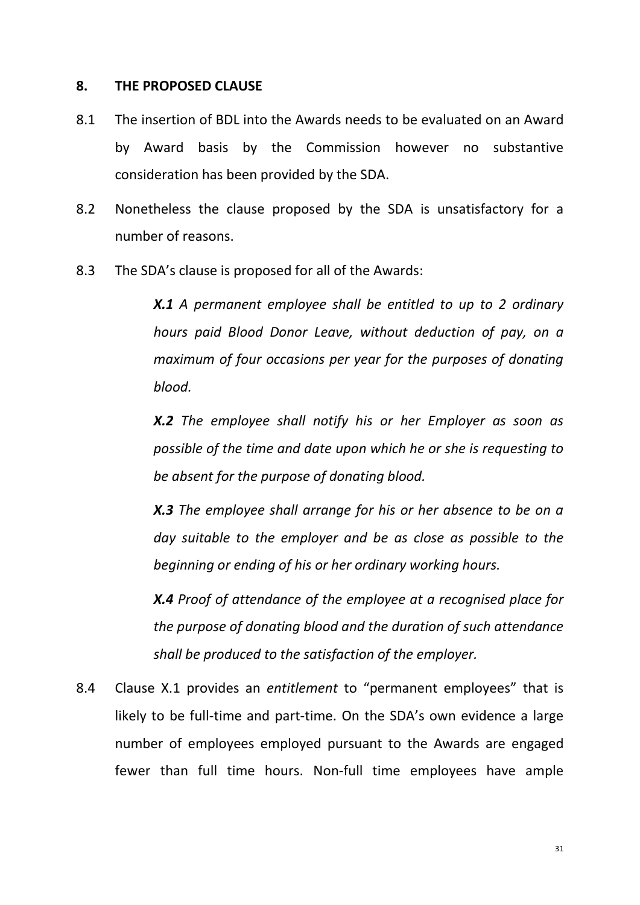## 8. THE PROPOSED CLAUSE

8.1 The insertion of BDL into the Awards needs to be evaluated on an Award by Award basis by the Commission however no substantive consideration has been provided by the SDA.

8.2 Nonetheless the clause proposed by the SDA is unsatisfactory for a number of reasons.

8.3 The SDA's clause is proposed for all of the Awards:

> ***X.1*** *A permanent employee shall be entitled to up to 2 ordinary hours paid Blood Donor Leave, without deduction of pay, on a maximum of four occasions per year for the purposes of donating blood.*
>
> ***X.2*** *The employee shall notify his or her Employer as soon as possible of the time and date upon which he or she is requesting to be absent for the purpose of donating blood.*
>
> ***X.3*** *The employee shall arrange for his or her absence to be on a day suitable to the employer and be as close as possible to the beginning or ending of his or her ordinary working hours.*
>
> ***X.4*** *Proof of attendance of the employee at a recognised place for the purpose of donating blood and the duration of such attendance shall be produced to the satisfaction of the employer.*

8.4 Clause X.1 provides an *entitlement* to "permanent employees" that is likely to be full-time and part-time. On the SDA's own evidence a large number of employees employed pursuant to the Awards are engaged fewer than full time hours. Non-full time employees have ample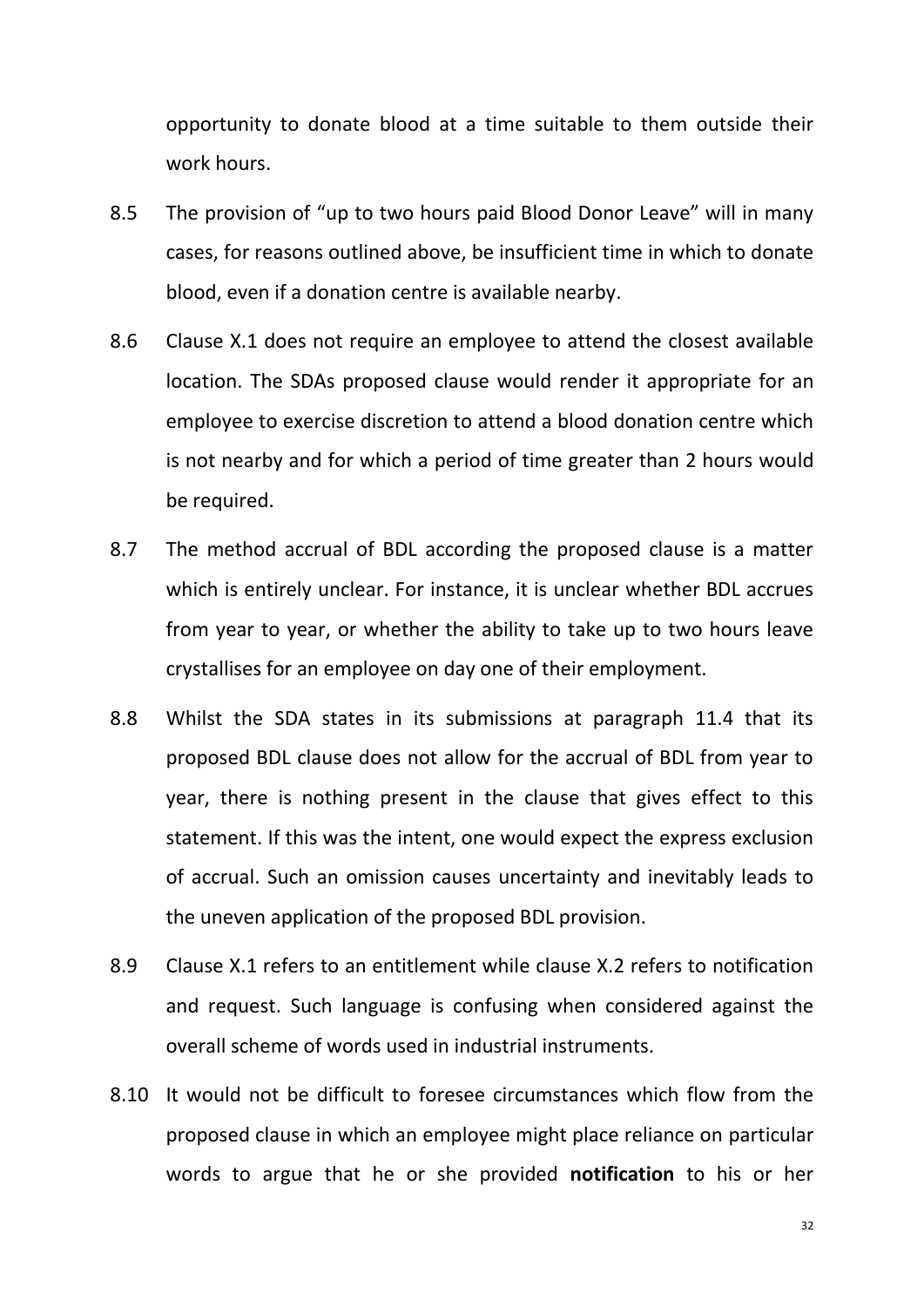opportunity to donate blood at a time suitable to them outside their work hours.

8.5 The provision of "up to two hours paid Blood Donor Leave" will in many cases, for reasons outlined above, be insufficient time in which to donate blood, even if a donation centre is available nearby.

8.6 Clause X.1 does not require an employee to attend the closest available location. The SDAs proposed clause would render it appropriate for an employee to exercise discretion to attend a blood donation centre which is not nearby and for which a period of time greater than 2 hours would be required.

8.7 The method accrual of BDL according the proposed clause is a matter which is entirely unclear. For instance, it is unclear whether BDL accrues from year to year, or whether the ability to take up to two hours leave crystallises for an employee on day one of their employment.

8.8 Whilst the SDA states in its submissions at paragraph 11.4 that its proposed BDL clause does not allow for the accrual of BDL from year to year, there is nothing present in the clause that gives effect to this statement. If this was the intent, one would expect the express exclusion of accrual. Such an omission causes uncertainty and inevitably leads to the uneven application of the proposed BDL provision.

8.9 Clause X.1 refers to an entitlement while clause X.2 refers to notification and request. Such language is confusing when considered against the overall scheme of words used in industrial instruments.

8.10 It would not be difficult to foresee circumstances which flow from the proposed clause in which an employee might place reliance on particular words to argue that he or she provided **notification** to his or her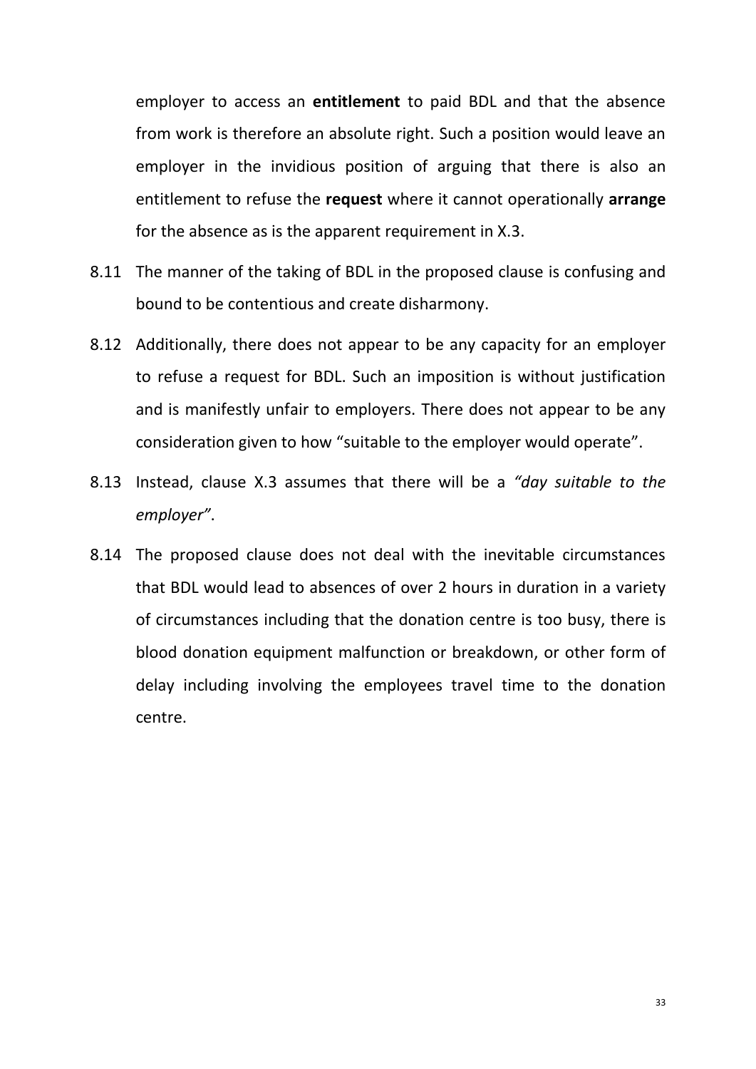employer to access an **entitlement** to paid BDL and that the absence from work is therefore an absolute right. Such a position would leave an employer in the invidious position of arguing that there is also an entitlement to refuse the **request** where it cannot operationally **arrange** for the absence as is the apparent requirement in X.3.

8.11 The manner of the taking of BDL in the proposed clause is confusing and bound to be contentious and create disharmony.

8.12 Additionally, there does not appear to be any capacity for an employer to refuse a request for BDL. Such an imposition is without justification and is manifestly unfair to employers. There does not appear to be any consideration given to how "suitable to the employer would operate".

8.13 Instead, clause X.3 assumes that there will be a *"day suitable to the employer"*.

8.14 The proposed clause does not deal with the inevitable circumstances that BDL would lead to absences of over 2 hours in duration in a variety of circumstances including that the donation centre is too busy, there is blood donation equipment malfunction or breakdown, or other form of delay including involving the employees travel time to the donation centre.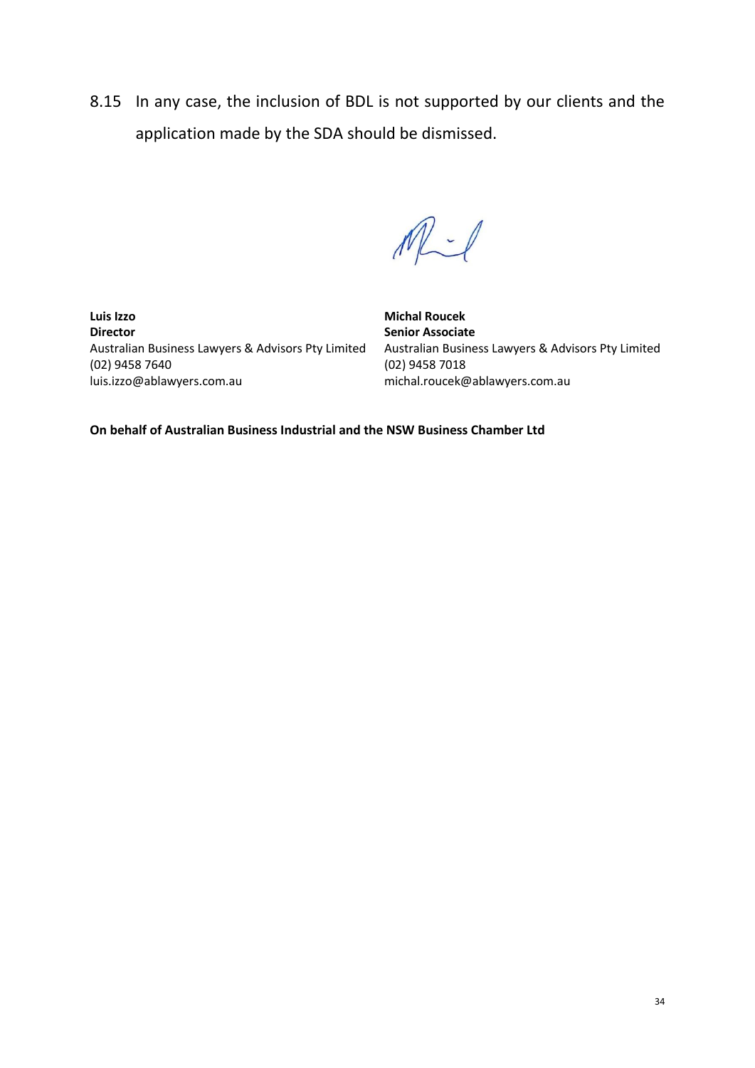8.15 In any case, the inclusion of BDL is not supported by our clients and the application made by the SDA should be dismissed.

**Luis Izzo**
**Director**
Australian Business Lawyers & Advisors Pty Limited
(02) 9458 7640
luis.izzo@ablawyers.com.au

**Michal Roucek**
**Senior Associate**
Australian Business Lawyers & Advisors Pty Limited
(02) 9458 7018
michal.roucek@ablawyers.com.au

**On behalf of Australian Business Industrial and the NSW Business Chamber Ltd**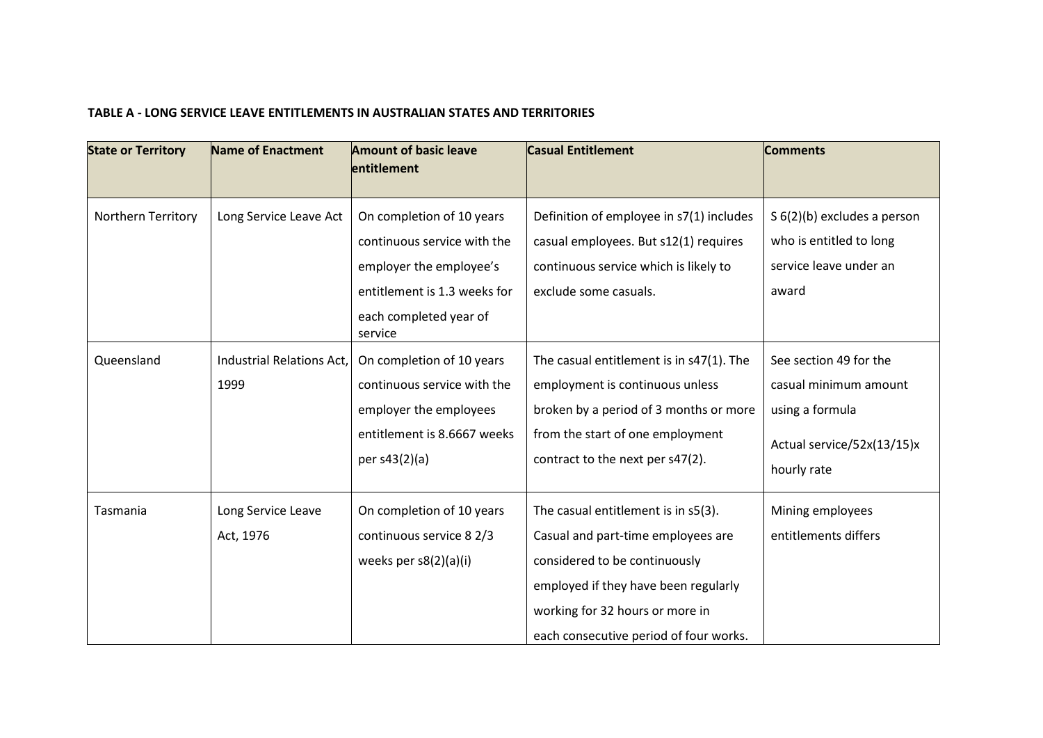**TABLE A - LONG SERVICE LEAVE ENTITLEMENTS IN AUSTRALIAN STATES AND TERRITORIES**

| State or Territory | Name of Enactment | Amount of basic leave entitlement | Casual Entitlement | Comments |
|---|---|---|---|---|
| Northern Territory | Long Service Leave Act | On completion of 10 years continuous service with the employer the employee's entitlement is 1.3 weeks for each completed year of service | Definition of employee in s7(1) includes casual employees. But s12(1) requires continuous service which is likely to exclude some casuals. | S 6(2)(b) excludes a person who is entitled to long service leave under an award |
| Queensland | Industrial Relations Act, 1999 | On completion of 10 years continuous service with the employer the employees entitlement is 8.6667 weeks per s43(2)(a) | The casual entitlement is in s47(1). The employment is continuous unless broken by a period of 3 months or more from the start of one employment contract to the next per s47(2). | See section 49 for the casual minimum amount using a formula<br><br>Actual service/52x(13/15)x hourly rate |
| Tasmania | Long Service Leave Act, 1976 | On completion of 10 years continuous service 8 2/3 weeks per s8(2)(a)(i) | The casual entitlement is in s5(3). Casual and part-time employees are considered to be continuously employed if they have been regularly working for 32 hours or more in each consecutive period of four works. | Mining employees entitlements differs |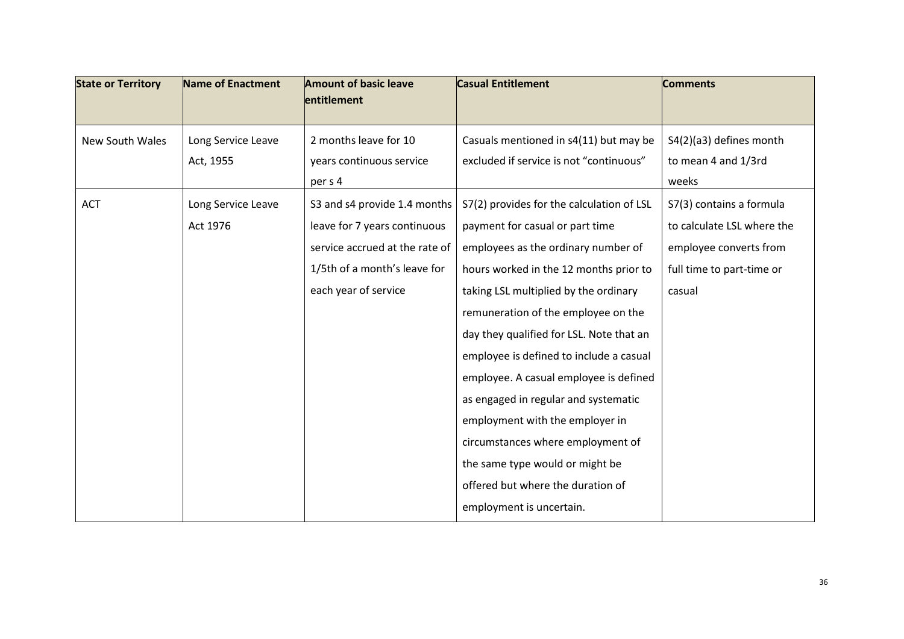| State or Territory | Name of Enactment | Amount of basic leave entitlement | Casual Entitlement | Comments |
|---|---|---|---|---|
| New South Wales | Long Service Leave Act, 1955 | 2 months leave for 10 years continuous service per s 4 | Casuals mentioned in s4(11) but may be excluded if service is not "continuous" | S4(2)(a3) defines month to mean 4 and 1/3rd weeks |
| ACT | Long Service Leave Act 1976 | S3 and s4 provide 1.4 months leave for 7 years continuous service accrued at the rate of 1/5th of a month's leave for each year of service | S7(2) provides for the calculation of LSL payment for casual or part time employees as the ordinary number of hours worked in the 12 months prior to taking LSL multiplied by the ordinary remuneration of the employee on the day they qualified for LSL. Note that an employee is defined to include a casual employee. A casual employee is defined as engaged in regular and systematic employment with the employer in circumstances where employment of the same type would or might be offered but where the duration of employment is uncertain. | S7(3) contains a formula to calculate LSL where the employee converts from full time to part-time or casual |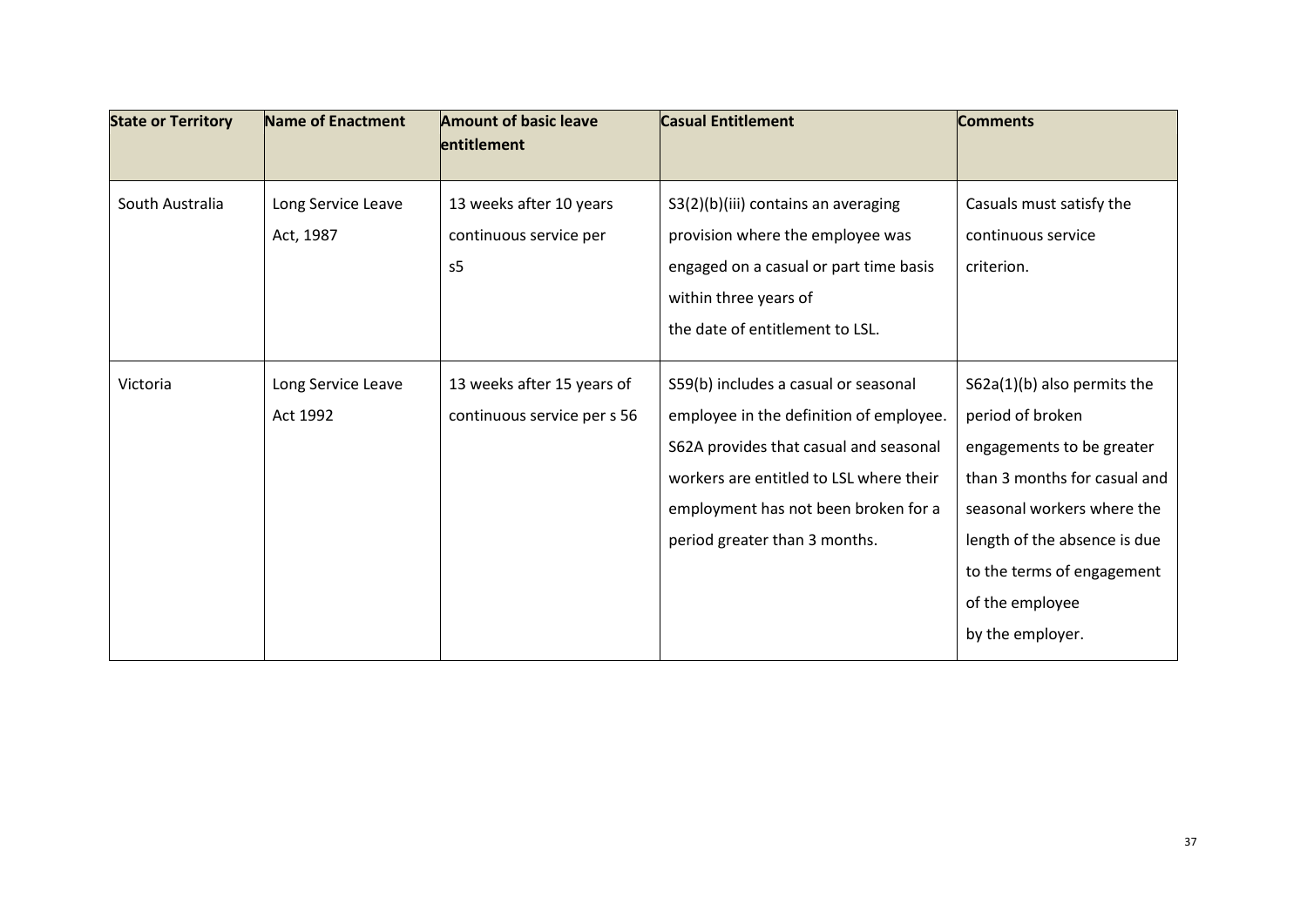| State or Territory | Name of Enactment | Amount of basic leave entitlement | Casual Entitlement | Comments |
|---|---|---|---|---|
| South Australia | Long Service Leave Act, 1987 | 13 weeks after 10 years continuous service per s5 | S3(2)(b)(iii) contains an averaging provision where the employee was engaged on a casual or part time basis within three years of the date of entitlement to LSL. | Casuals must satisfy the continuous service criterion. |
| Victoria | Long Service Leave Act 1992 | 13 weeks after 15 years of continuous service per s 56 | S59(b) includes a casual or seasonal employee in the definition of employee. S62A provides that casual and seasonal workers are entitled to LSL where their employment has not been broken for a period greater than 3 months. | S62a(1)(b) also permits the period of broken engagements to be greater than 3 months for casual and seasonal workers where the length of the absence is due to the terms of engagement of the employee by the employer. |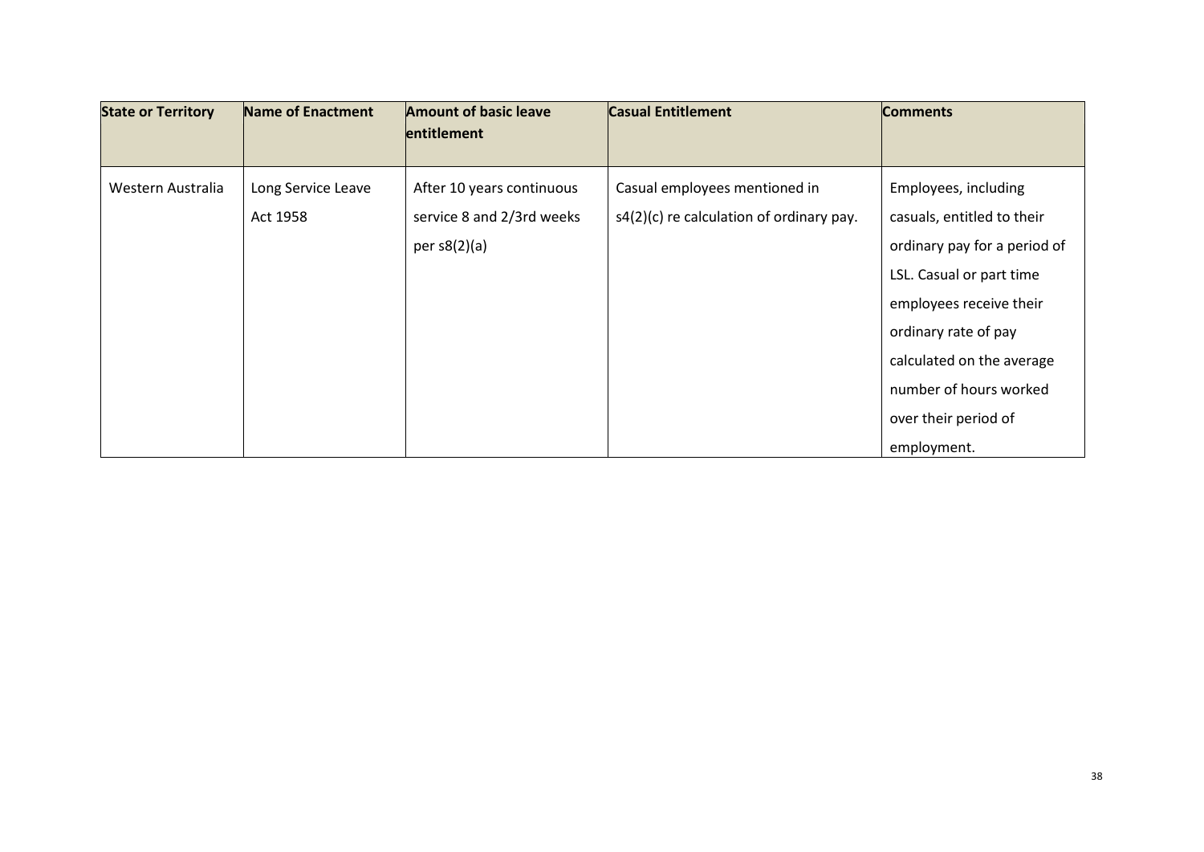| State or Territory | Name of Enactment | Amount of basic leave entitlement | Casual Entitlement | Comments |
|---|---|---|---|---|
| Western Australia | Long Service Leave Act 1958 | After 10 years continuous service 8 and 2/3rd weeks per s8(2)(a) | Casual employees mentioned in s4(2)(c) re calculation of ordinary pay. | Employees, including casuals, entitled to their ordinary pay for a period of LSL. Casual or part time employees receive their ordinary rate of pay calculated on the average number of hours worked over their period of employment. |